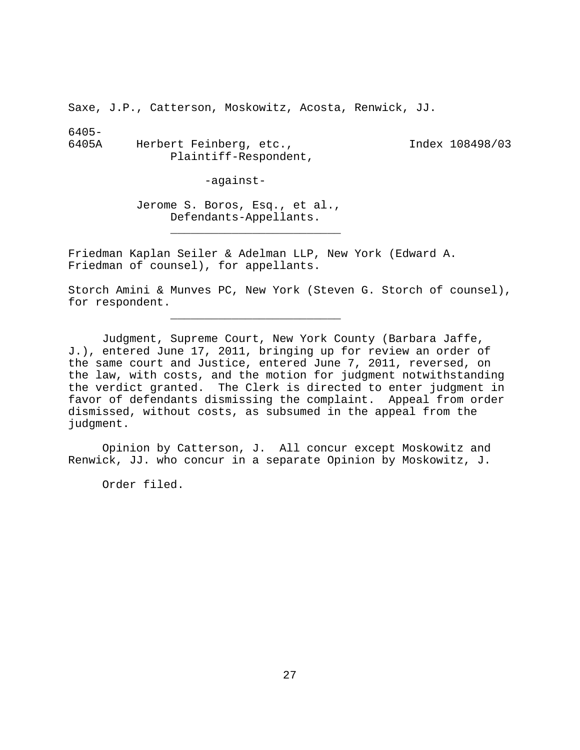Saxe, J.P., Catterson, Moskowitz, Acosta, Renwick, JJ.

6405-
6405A Herbert Feinberg, etc., Index 108498/03
Plaintiff-Respondent,

-against-

Jerome S. Boros, Esq., et al.,
Defendants-Appellants.

_________________________

Friedman Kaplan Seiler & Adelman LLP, New York (Edward A. Friedman of counsel), for appellants.

Storch Amini & Munves PC, New York (Steven G. Storch of counsel), for respondent.

_________________________

Judgment, Supreme Court, New York County (Barbara Jaffe, J.), entered June 17, 2011, bringing up for review an order of the same court and Justice, entered June 7, 2011, reversed, on the law, with costs, and the motion for judgment notwithstanding the verdict granted. The Clerk is directed to enter judgment in favor of defendants dismissing the complaint. Appeal from order dismissed, without costs, as subsumed in the appeal from the judgment.

Opinion by Catterson, J. All concur except Moskowitz and Renwick, JJ. who concur in a separate Opinion by Moskowitz, J.

Order filed.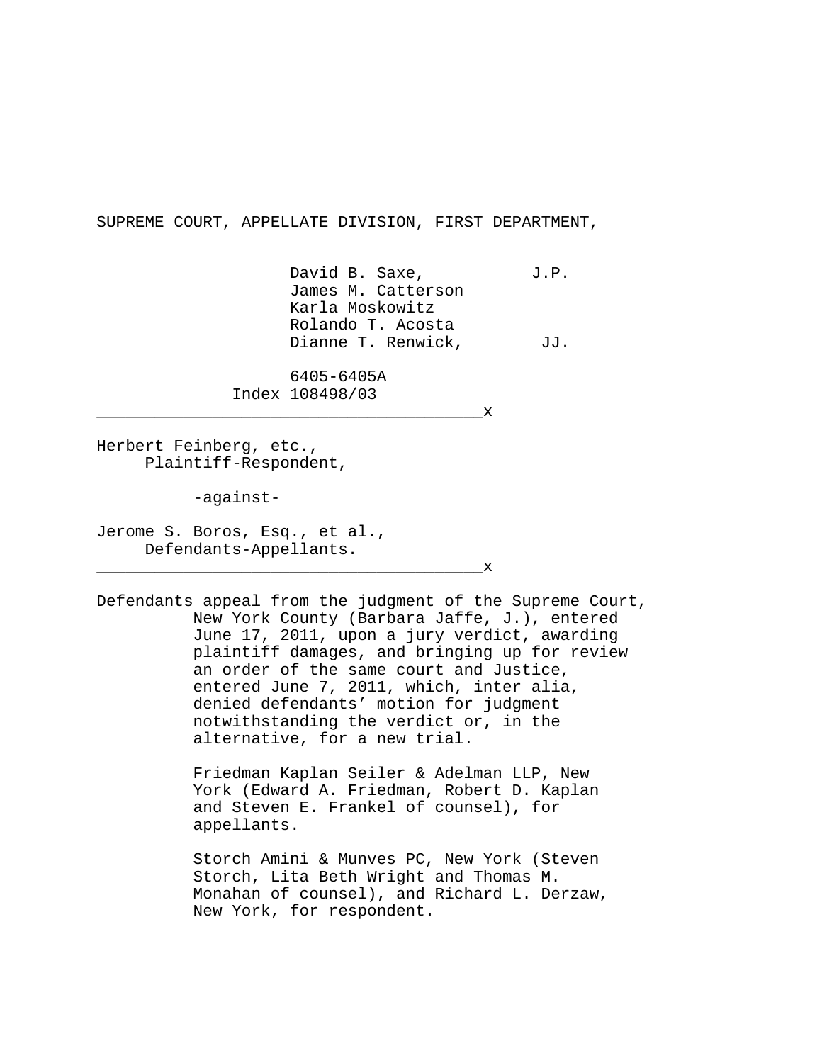SUPREME COURT, APPELLATE DIVISION, FIRST DEPARTMENT,

David B. Saxe, J.P.
James M. Catterson
Karla Moskowitz
Rolando T. Acosta
Dianne T. Renwick, JJ.

6405-6405A
Index 108498/03

________________________________________x

Herbert Feinberg, etc.,
Plaintiff-Respondent,

-against-

Jerome S. Boros, Esq., et al.,
Defendants-Appellants.

________________________________________x

Defendants appeal from the judgment of the Supreme Court, New York County (Barbara Jaffe, J.), entered June 17, 2011, upon a jury verdict, awarding plaintiff damages, and bringing up for review an order of the same court and Justice, entered June 7, 2011, which, inter alia, denied defendants' motion for judgment notwithstanding the verdict or, in the alternative, for a new trial.

Friedman Kaplan Seiler & Adelman LLP, New York (Edward A. Friedman, Robert D. Kaplan and Steven E. Frankel of counsel), for appellants.

Storch Amini & Munves PC, New York (Steven Storch, Lita Beth Wright and Thomas M. Monahan of counsel), and Richard L. Derzaw, New York, for respondent.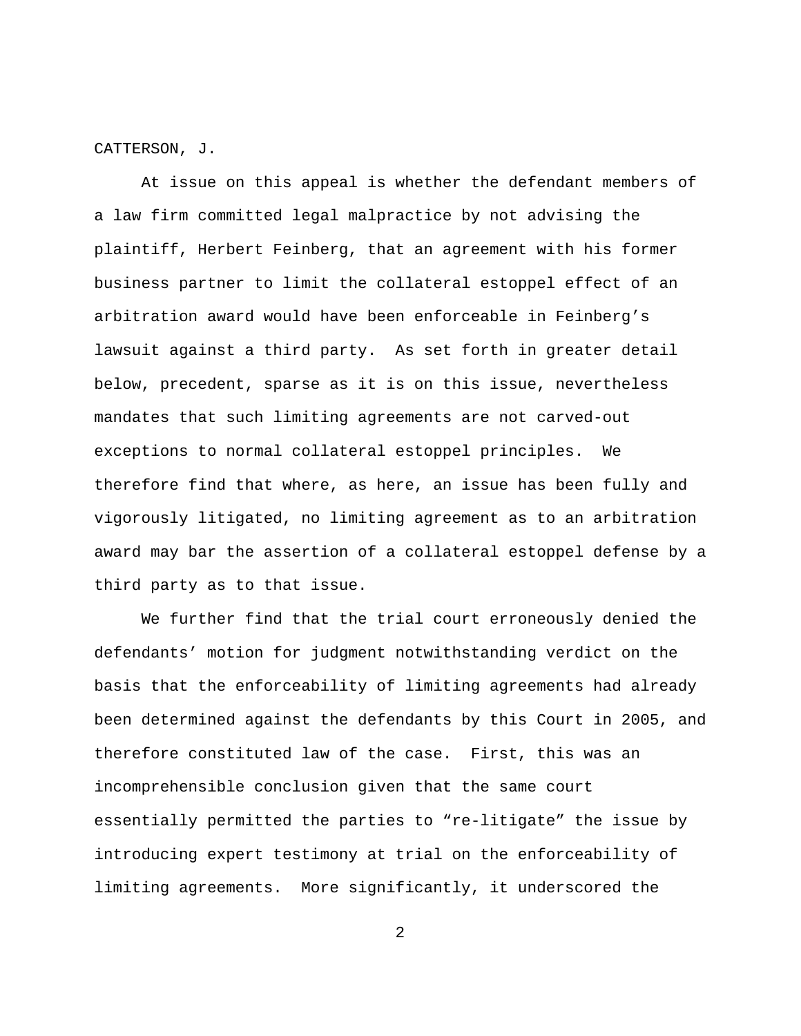CATTERSON, J.

At issue on this appeal is whether the defendant members of a law firm committed legal malpractice by not advising the plaintiff, Herbert Feinberg, that an agreement with his former business partner to limit the collateral estoppel effect of an arbitration award would have been enforceable in Feinberg's lawsuit against a third party. As set forth in greater detail below, precedent, sparse as it is on this issue, nevertheless mandates that such limiting agreements are not carved-out exceptions to normal collateral estoppel principles. We therefore find that where, as here, an issue has been fully and vigorously litigated, no limiting agreement as to an arbitration award may bar the assertion of a collateral estoppel defense by a third party as to that issue.

We further find that the trial court erroneously denied the defendants' motion for judgment notwithstanding verdict on the basis that the enforceability of limiting agreements had already been determined against the defendants by this Court in 2005, and therefore constituted law of the case. First, this was an incomprehensible conclusion given that the same court essentially permitted the parties to "re-litigate" the issue by introducing expert testimony at trial on the enforceability of limiting agreements. More significantly, it underscored the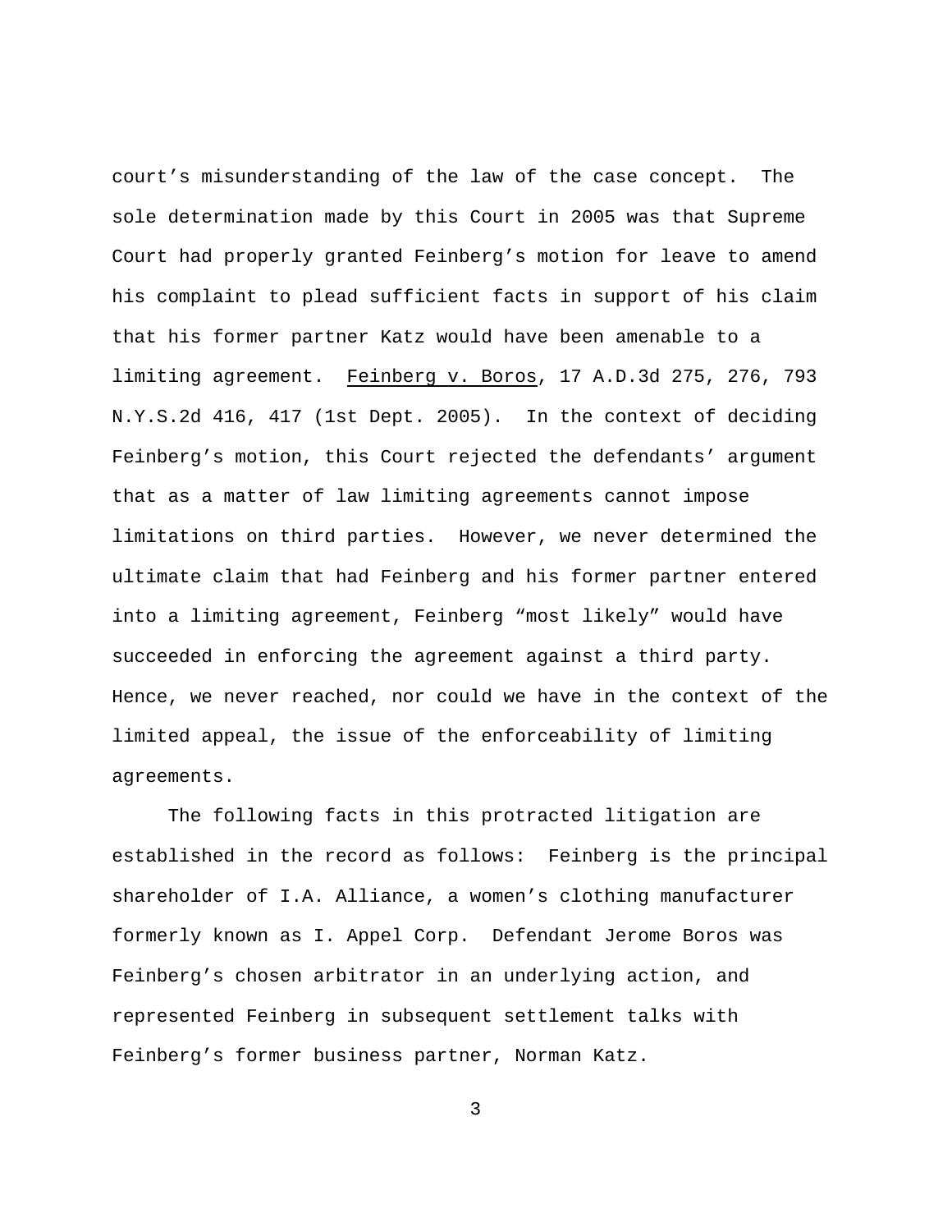court's misunderstanding of the law of the case concept. The sole determination made by this Court in 2005 was that Supreme Court had properly granted Feinberg's motion for leave to amend his complaint to plead sufficient facts in support of his claim that his former partner Katz would have been amenable to a limiting agreement. Feinberg v. Boros, 17 A.D.3d 275, 276, 793 N.Y.S.2d 416, 417 (1st Dept. 2005). In the context of deciding Feinberg's motion, this Court rejected the defendants' argument that as a matter of law limiting agreements cannot impose limitations on third parties. However, we never determined the ultimate claim that had Feinberg and his former partner entered into a limiting agreement, Feinberg "most likely" would have succeeded in enforcing the agreement against a third party. Hence, we never reached, nor could we have in the context of the limited appeal, the issue of the enforceability of limiting agreements.

The following facts in this protracted litigation are established in the record as follows: Feinberg is the principal shareholder of I.A. Alliance, a women's clothing manufacturer formerly known as I. Appel Corp. Defendant Jerome Boros was Feinberg's chosen arbitrator in an underlying action, and represented Feinberg in subsequent settlement talks with Feinberg's former business partner, Norman Katz.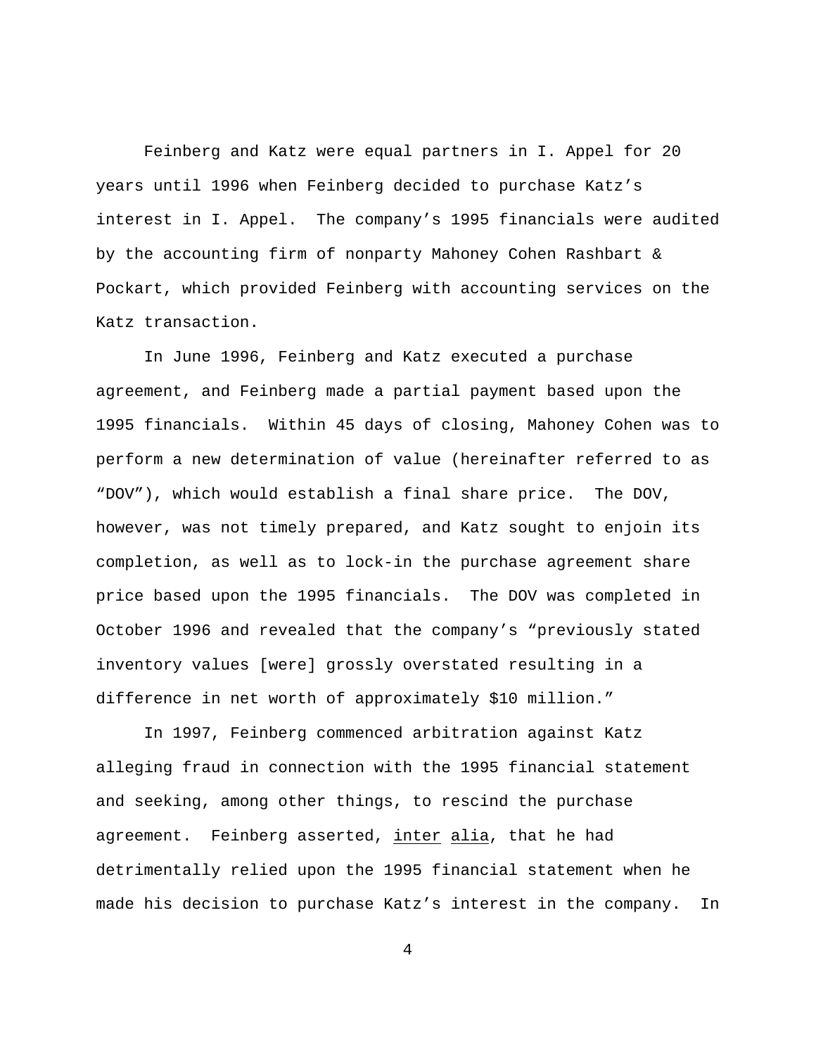Feinberg and Katz were equal partners in I. Appel for 20 years until 1996 when Feinberg decided to purchase Katz's interest in I. Appel. The company's 1995 financials were audited by the accounting firm of nonparty Mahoney Cohen Rashbart & Pockart, which provided Feinberg with accounting services on the Katz transaction.

In June 1996, Feinberg and Katz executed a purchase agreement, and Feinberg made a partial payment based upon the 1995 financials. Within 45 days of closing, Mahoney Cohen was to perform a new determination of value (hereinafter referred to as "DOV"), which would establish a final share price. The DOV, however, was not timely prepared, and Katz sought to enjoin its completion, as well as to lock-in the purchase agreement share price based upon the 1995 financials. The DOV was completed in October 1996 and revealed that the company's "previously stated inventory values [were] grossly overstated resulting in a difference in net worth of approximately $10 million."

In 1997, Feinberg commenced arbitration against Katz alleging fraud in connection with the 1995 financial statement and seeking, among other things, to rescind the purchase agreement. Feinberg asserted, _inter alia_, that he had detrimentally relied upon the 1995 financial statement when he made his decision to purchase Katz's interest in the company. In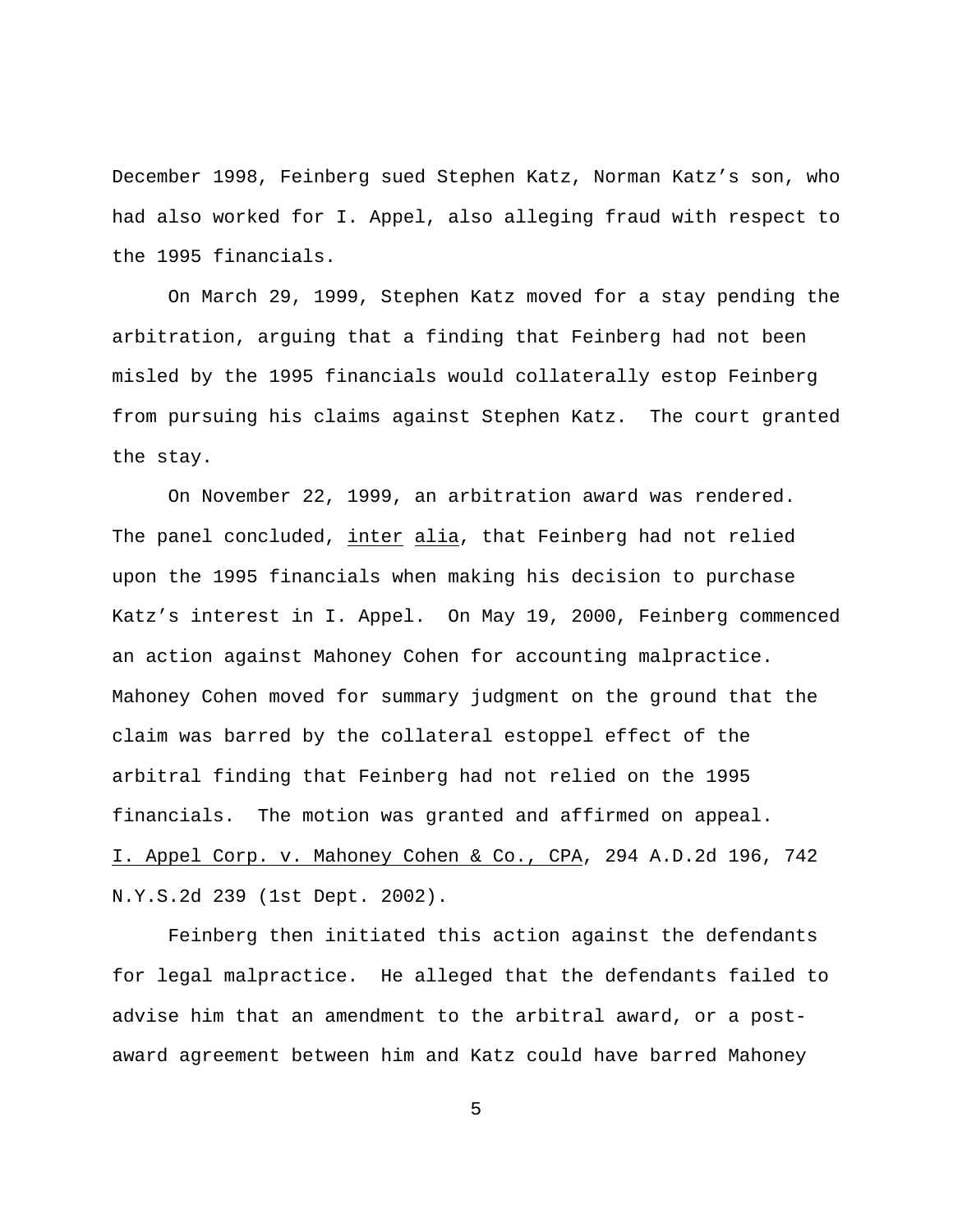December 1998, Feinberg sued Stephen Katz, Norman Katz's son, who had also worked for I. Appel, also alleging fraud with respect to the 1995 financials.

On March 29, 1999, Stephen Katz moved for a stay pending the arbitration, arguing that a finding that Feinberg had not been misled by the 1995 financials would collaterally estop Feinberg from pursuing his claims against Stephen Katz. The court granted the stay.

On November 22, 1999, an arbitration award was rendered. The panel concluded, inter alia, that Feinberg had not relied upon the 1995 financials when making his decision to purchase Katz's interest in I. Appel. On May 19, 2000, Feinberg commenced an action against Mahoney Cohen for accounting malpractice. Mahoney Cohen moved for summary judgment on the ground that the claim was barred by the collateral estoppel effect of the arbitral finding that Feinberg had not relied on the 1995 financials. The motion was granted and affirmed on appeal. I. Appel Corp. v. Mahoney Cohen & Co., CPA, 294 A.D.2d 196, 742 N.Y.S.2d 239 (1st Dept. 2002).

Feinberg then initiated this action against the defendants for legal malpractice. He alleged that the defendants failed to advise him that an amendment to the arbitral award, or a post-award agreement between him and Katz could have barred Mahoney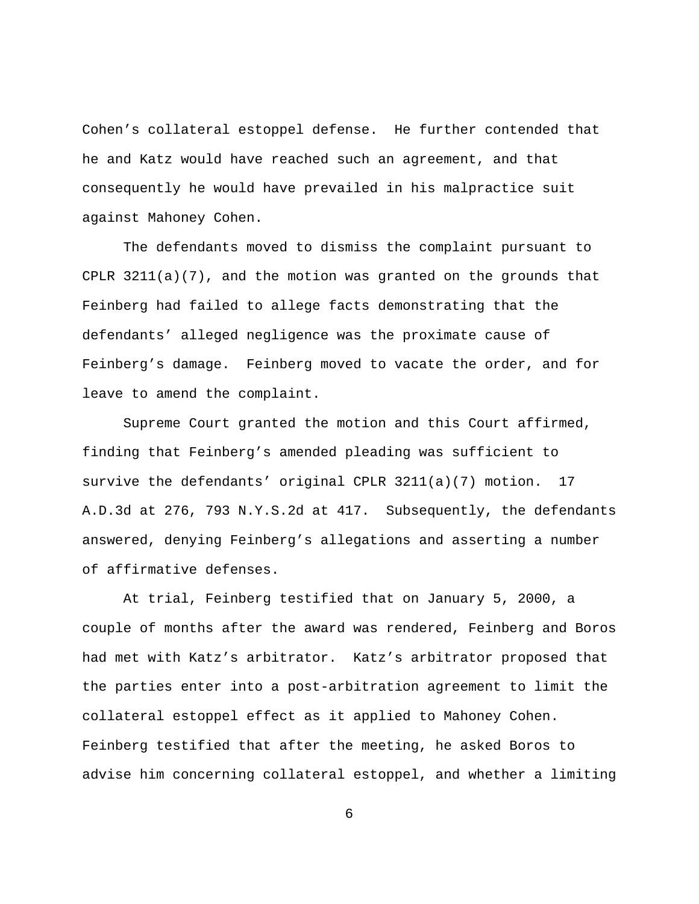Cohen's collateral estoppel defense. He further contended that he and Katz would have reached such an agreement, and that consequently he would have prevailed in his malpractice suit against Mahoney Cohen.

The defendants moved to dismiss the complaint pursuant to CPLR 3211(a)(7), and the motion was granted on the grounds that Feinberg had failed to allege facts demonstrating that the defendants' alleged negligence was the proximate cause of Feinberg's damage. Feinberg moved to vacate the order, and for leave to amend the complaint.

Supreme Court granted the motion and this Court affirmed, finding that Feinberg's amended pleading was sufficient to survive the defendants' original CPLR 3211(a)(7) motion. 17 A.D.3d at 276, 793 N.Y.S.2d at 417. Subsequently, the defendants answered, denying Feinberg's allegations and asserting a number of affirmative defenses.

At trial, Feinberg testified that on January 5, 2000, a couple of months after the award was rendered, Feinberg and Boros had met with Katz's arbitrator. Katz's arbitrator proposed that the parties enter into a post-arbitration agreement to limit the collateral estoppel effect as it applied to Mahoney Cohen. Feinberg testified that after the meeting, he asked Boros to advise him concerning collateral estoppel, and whether a limiting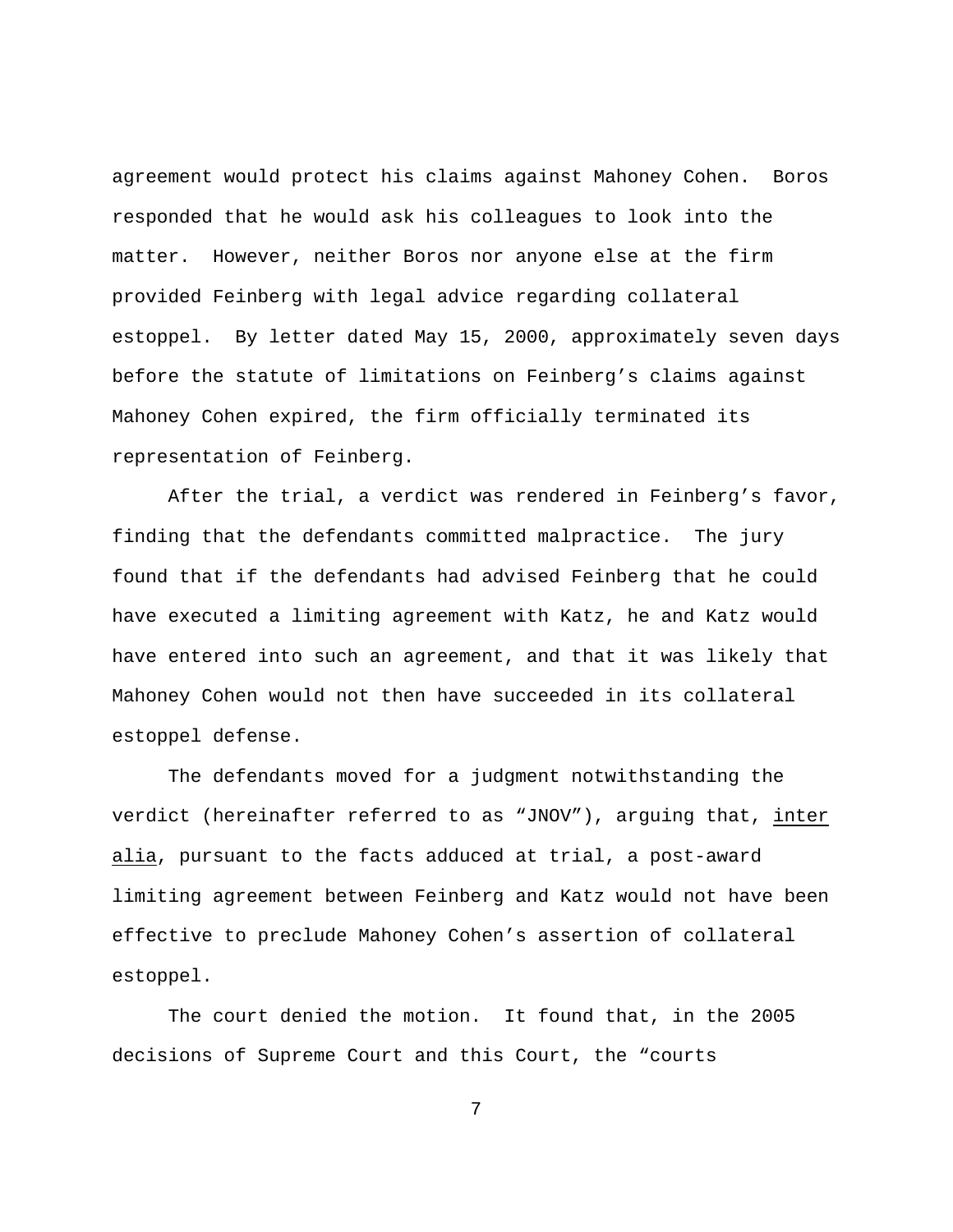agreement would protect his claims against Mahoney Cohen. Boros responded that he would ask his colleagues to look into the matter. However, neither Boros nor anyone else at the firm provided Feinberg with legal advice regarding collateral estoppel. By letter dated May 15, 2000, approximately seven days before the statute of limitations on Feinberg's claims against Mahoney Cohen expired, the firm officially terminated its representation of Feinberg.

After the trial, a verdict was rendered in Feinberg's favor, finding that the defendants committed malpractice. The jury found that if the defendants had advised Feinberg that he could have executed a limiting agreement with Katz, he and Katz would have entered into such an agreement, and that it was likely that Mahoney Cohen would not then have succeeded in its collateral estoppel defense.

The defendants moved for a judgment notwithstanding the verdict (hereinafter referred to as "JNOV"), arguing that, inter alia, pursuant to the facts adduced at trial, a post-award limiting agreement between Feinberg and Katz would not have been effective to preclude Mahoney Cohen's assertion of collateral estoppel.

The court denied the motion. It found that, in the 2005 decisions of Supreme Court and this Court, the "courts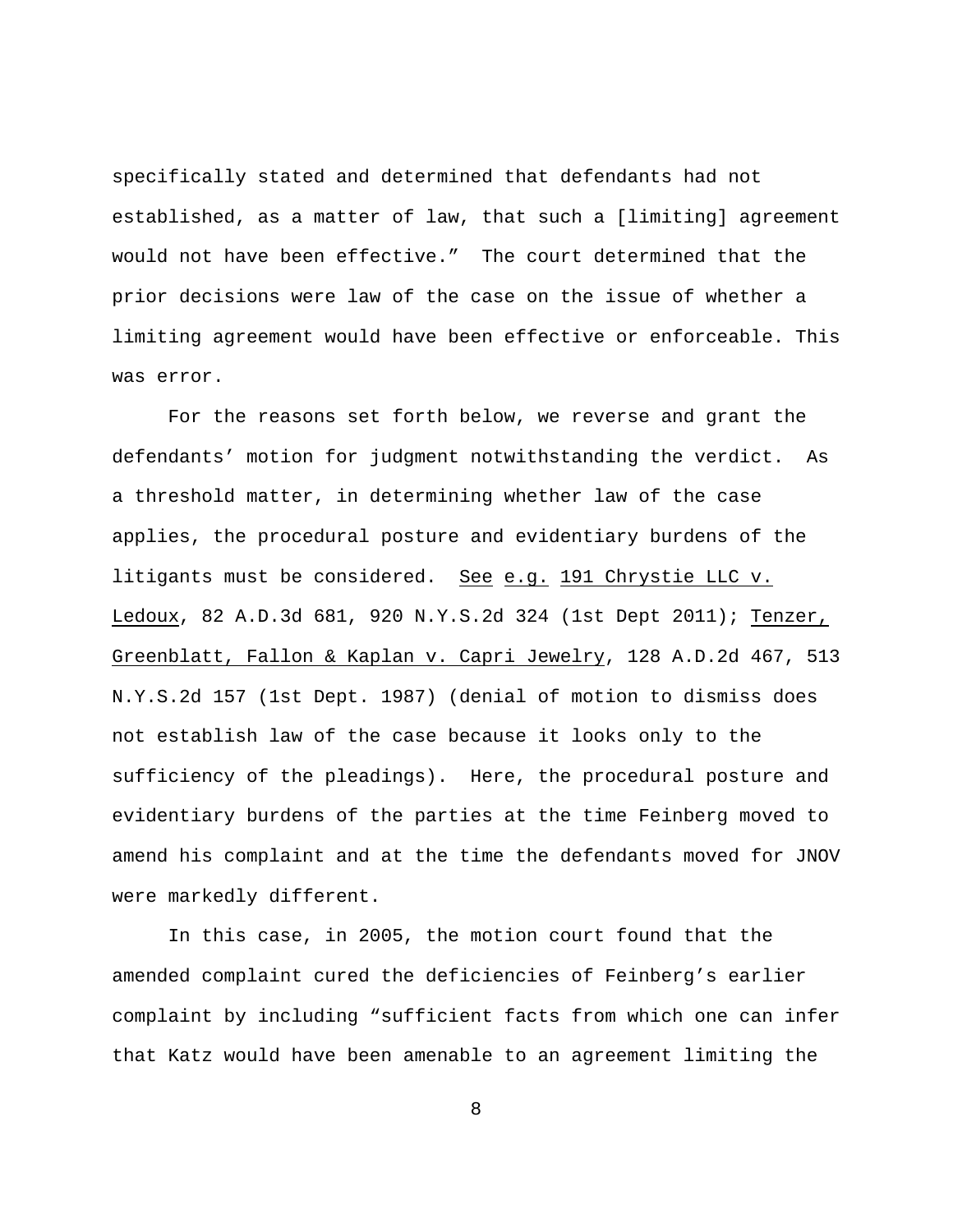specifically stated and determined that defendants had not established, as a matter of law, that such a [limiting] agreement would not have been effective." The court determined that the prior decisions were law of the case on the issue of whether a limiting agreement would have been effective or enforceable. This was error.

For the reasons set forth below, we reverse and grant the defendants' motion for judgment notwithstanding the verdict. As a threshold matter, in determining whether law of the case applies, the procedural posture and evidentiary burdens of the litigants must be considered. See e.g. 191 Chrystie LLC v. Ledoux, 82 A.D.3d 681, 920 N.Y.S.2d 324 (1st Dept 2011); Tenzer, Greenblatt, Fallon & Kaplan v. Capri Jewelry, 128 A.D.2d 467, 513 N.Y.S.2d 157 (1st Dept. 1987) (denial of motion to dismiss does not establish law of the case because it looks only to the sufficiency of the pleadings). Here, the procedural posture and evidentiary burdens of the parties at the time Feinberg moved to amend his complaint and at the time the defendants moved for JNOV were markedly different.

In this case, in 2005, the motion court found that the amended complaint cured the deficiencies of Feinberg's earlier complaint by including "sufficient facts from which one can infer that Katz would have been amenable to an agreement limiting the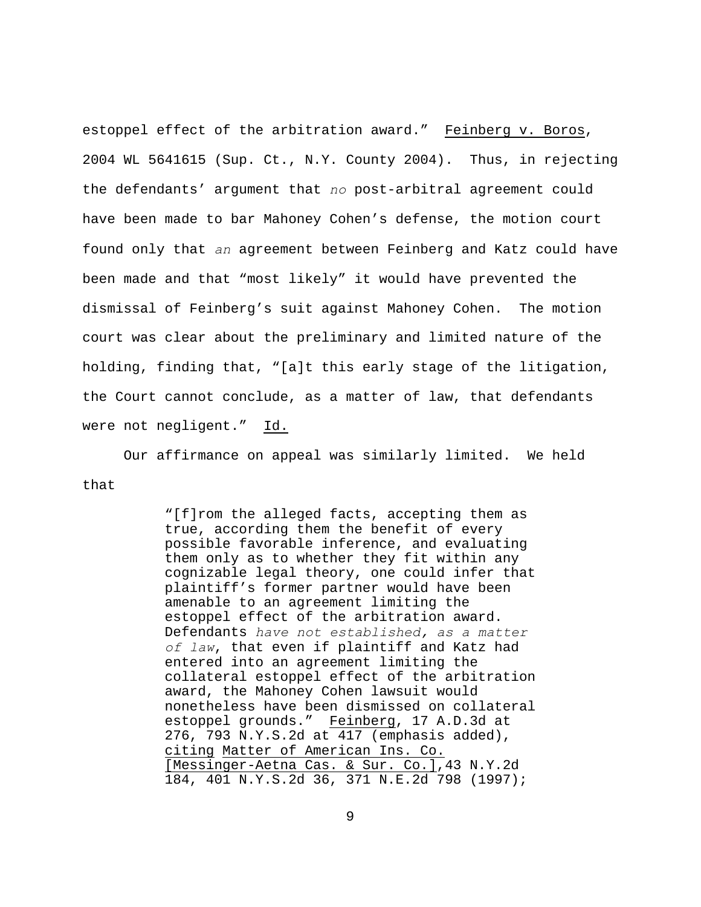estoppel effect of the arbitration award." Feinberg v. Boros, 2004 WL 5641615 (Sup. Ct., N.Y. County 2004). Thus, in rejecting the defendants' argument that *no* post-arbitral agreement could have been made to bar Mahoney Cohen's defense, the motion court found only that *an* agreement between Feinberg and Katz could have been made and that "most likely" it would have prevented the dismissal of Feinberg's suit against Mahoney Cohen. The motion court was clear about the preliminary and limited nature of the holding, finding that, "[a]t this early stage of the litigation, the Court cannot conclude, as a matter of law, that defendants were not negligent." Id.

Our affirmance on appeal was similarly limited. We held that

> "[f]rom the alleged facts, accepting them as true, according them the benefit of every possible favorable inference, and evaluating them only as to whether they fit within any cognizable legal theory, one could infer that plaintiff's former partner would have been amenable to an agreement limiting the estoppel effect of the arbitration award. Defendants *have not established, as a matter of law*, that even if plaintiff and Katz had entered into an agreement limiting the collateral estoppel effect of the arbitration award, the Mahoney Cohen lawsuit would nonetheless have been dismissed on collateral estoppel grounds." Feinberg, 17 A.D.3d at 276, 793 N.Y.S.2d at 417 (emphasis added), citing Matter of American Ins. Co. [Messinger-Aetna Cas. & Sur. Co.], 43 N.Y.2d 184, 401 N.Y.S.2d 36, 371 N.E.2d 798 (1997);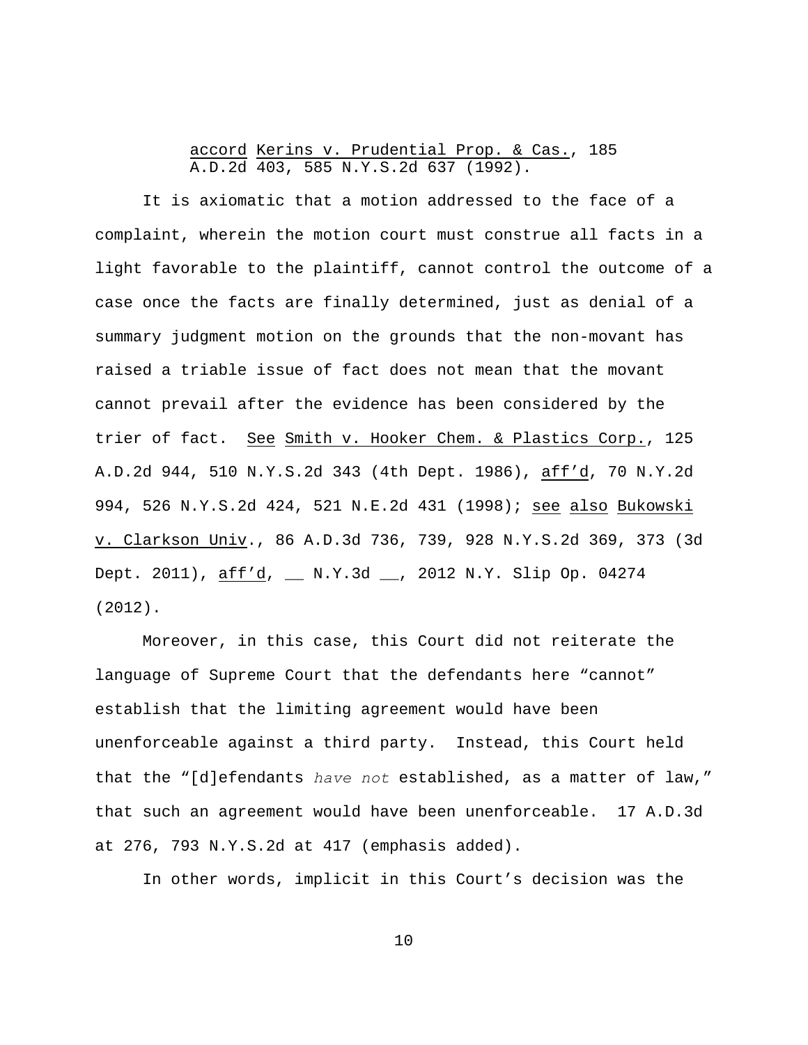accord Kerins v. Prudential Prop. & Cas., 185 A.D.2d 403, 585 N.Y.S.2d 637 (1992).

It is axiomatic that a motion addressed to the face of a complaint, wherein the motion court must construe all facts in a light favorable to the plaintiff, cannot control the outcome of a case once the facts are finally determined, just as denial of a summary judgment motion on the grounds that the non-movant has raised a triable issue of fact does not mean that the movant cannot prevail after the evidence has been considered by the trier of fact. See Smith v. Hooker Chem. & Plastics Corp., 125 A.D.2d 944, 510 N.Y.S.2d 343 (4th Dept. 1986), aff'd, 70 N.Y.2d 994, 526 N.Y.S.2d 424, 521 N.E.2d 431 (1998); see also Bukowski v. Clarkson Univ., 86 A.D.3d 736, 739, 928 N.Y.S.2d 369, 373 (3d Dept. 2011), aff'd, __ N.Y.3d __, 2012 N.Y. Slip Op. 04274 (2012).

Moreover, in this case, this Court did not reiterate the language of Supreme Court that the defendants here "cannot" establish that the limiting agreement would have been unenforceable against a third party. Instead, this Court held that the "[d]efendants *have not* established, as a matter of law," that such an agreement would have been unenforceable. 17 A.D.3d at 276, 793 N.Y.S.2d at 417 (emphasis added).

In other words, implicit in this Court's decision was the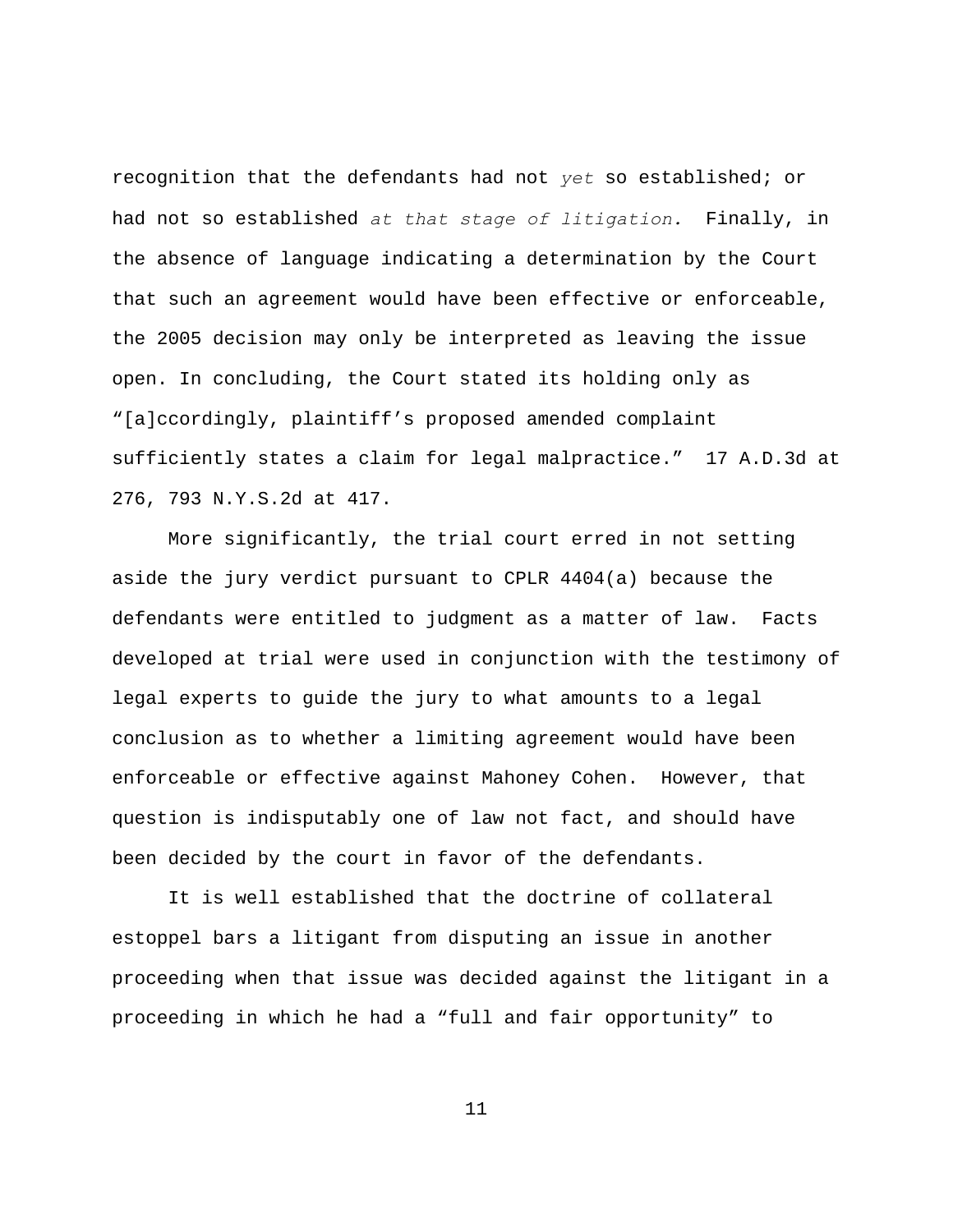recognition that the defendants had not *yet* so established; or had not so established *at that stage of litigation.* Finally, in the absence of language indicating a determination by the Court that such an agreement would have been effective or enforceable, the 2005 decision may only be interpreted as leaving the issue open. In concluding, the Court stated its holding only as "[a]ccordingly, plaintiff's proposed amended complaint sufficiently states a claim for legal malpractice." 17 A.D.3d at 276, 793 N.Y.S.2d at 417.

More significantly, the trial court erred in not setting aside the jury verdict pursuant to CPLR 4404(a) because the defendants were entitled to judgment as a matter of law. Facts developed at trial were used in conjunction with the testimony of legal experts to guide the jury to what amounts to a legal conclusion as to whether a limiting agreement would have been enforceable or effective against Mahoney Cohen. However, that question is indisputably one of law not fact, and should have been decided by the court in favor of the defendants.

It is well established that the doctrine of collateral estoppel bars a litigant from disputing an issue in another proceeding when that issue was decided against the litigant in a proceeding in which he had a "full and fair opportunity" to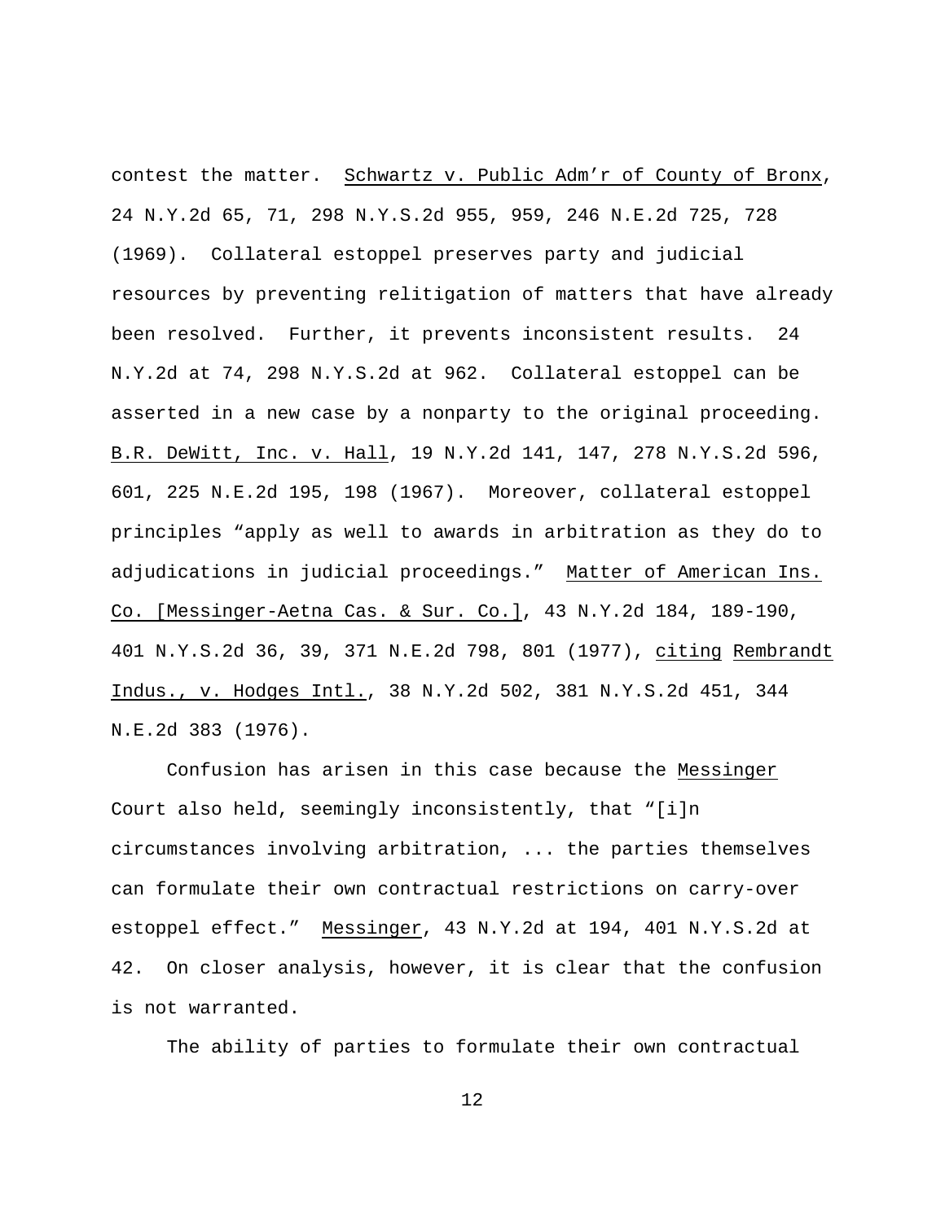contest the matter. Schwartz v. Public Adm'r of County of Bronx, 24 N.Y.2d 65, 71, 298 N.Y.S.2d 955, 959, 246 N.E.2d 725, 728 (1969). Collateral estoppel preserves party and judicial resources by preventing relitigation of matters that have already been resolved. Further, it prevents inconsistent results. 24 N.Y.2d at 74, 298 N.Y.S.2d at 962. Collateral estoppel can be asserted in a new case by a nonparty to the original proceeding. B.R. DeWitt, Inc. v. Hall, 19 N.Y.2d 141, 147, 278 N.Y.S.2d 596, 601, 225 N.E.2d 195, 198 (1967). Moreover, collateral estoppel principles "apply as well to awards in arbitration as they do to adjudications in judicial proceedings." Matter of American Ins. Co. [Messinger-Aetna Cas. & Sur. Co.], 43 N.Y.2d 184, 189-190, 401 N.Y.S.2d 36, 39, 371 N.E.2d 798, 801 (1977), citing Rembrandt Indus., v. Hodges Intl., 38 N.Y.2d 502, 381 N.Y.S.2d 451, 344 N.E.2d 383 (1976).

Confusion has arisen in this case because the Messinger Court also held, seemingly inconsistently, that "[i]n circumstances involving arbitration, ... the parties themselves can formulate their own contractual restrictions on carry-over estoppel effect." Messinger, 43 N.Y.2d at 194, 401 N.Y.S.2d at 42. On closer analysis, however, it is clear that the confusion is not warranted.

The ability of parties to formulate their own contractual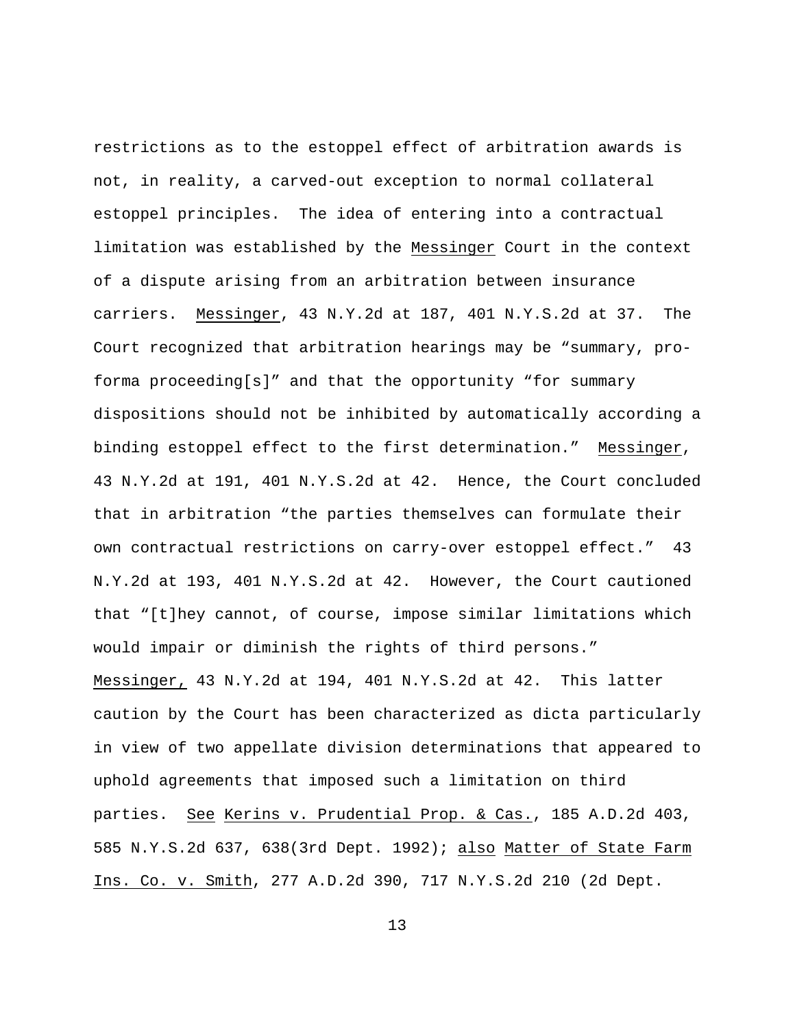restrictions as to the estoppel effect of arbitration awards is not, in reality, a carved-out exception to normal collateral estoppel principles. The idea of entering into a contractual limitation was established by the Messinger Court in the context of a dispute arising from an arbitration between insurance carriers. Messinger, 43 N.Y.2d at 187, 401 N.Y.S.2d at 37. The Court recognized that arbitration hearings may be "summary, pro-forma proceeding[s]" and that the opportunity "for summary dispositions should not be inhibited by automatically according a binding estoppel effect to the first determination." Messinger, 43 N.Y.2d at 191, 401 N.Y.S.2d at 42. Hence, the Court concluded that in arbitration "the parties themselves can formulate their own contractual restrictions on carry-over estoppel effect." 43 N.Y.2d at 193, 401 N.Y.S.2d at 42. However, the Court cautioned that "[t]hey cannot, of course, impose similar limitations which would impair or diminish the rights of third persons." Messinger, 43 N.Y.2d at 194, 401 N.Y.S.2d at 42. This latter caution by the Court has been characterized as dicta particularly in view of two appellate division determinations that appeared to uphold agreements that imposed such a limitation on third parties. See Kerins v. Prudential Prop. & Cas., 185 A.D.2d 403, 585 N.Y.S.2d 637, 638(3rd Dept. 1992); also Matter of State Farm Ins. Co. v. Smith, 277 A.D.2d 390, 717 N.Y.S.2d 210 (2d Dept.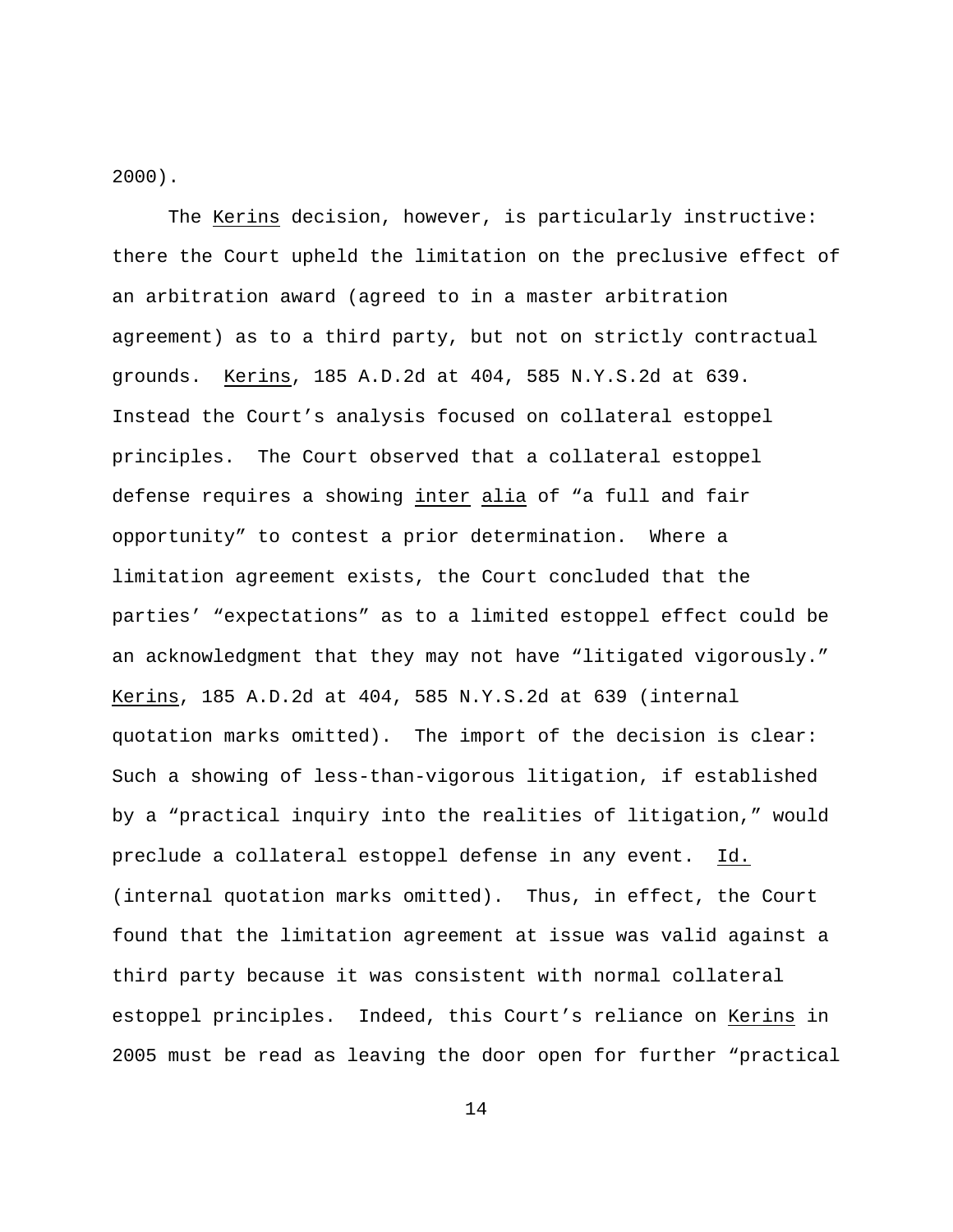2000).

The *Kerins* decision, however, is particularly instructive: there the Court upheld the limitation on the preclusive effect of an arbitration award (agreed to in a master arbitration agreement) as to a third party, but not on strictly contractual grounds. *Kerins*, 185 A.D.2d at 404, 585 N.Y.S.2d at 639. Instead the Court's analysis focused on collateral estoppel principles. The Court observed that a collateral estoppel defense requires a showing *inter alia* of "a full and fair opportunity" to contest a prior determination. Where a limitation agreement exists, the Court concluded that the parties' "expectations" as to a limited estoppel effect could be an acknowledgment that they may not have "litigated vigorously." *Kerins*, 185 A.D.2d at 404, 585 N.Y.S.2d at 639 (internal quotation marks omitted). The import of the decision is clear: Such a showing of less-than-vigorous litigation, if established by a "practical inquiry into the realities of litigation," would preclude a collateral estoppel defense in any event. *Id.* (internal quotation marks omitted). Thus, in effect, the Court found that the limitation agreement at issue was valid against a third party because it was consistent with normal collateral estoppel principles. Indeed, this Court's reliance on *Kerins* in 2005 must be read as leaving the door open for further "practical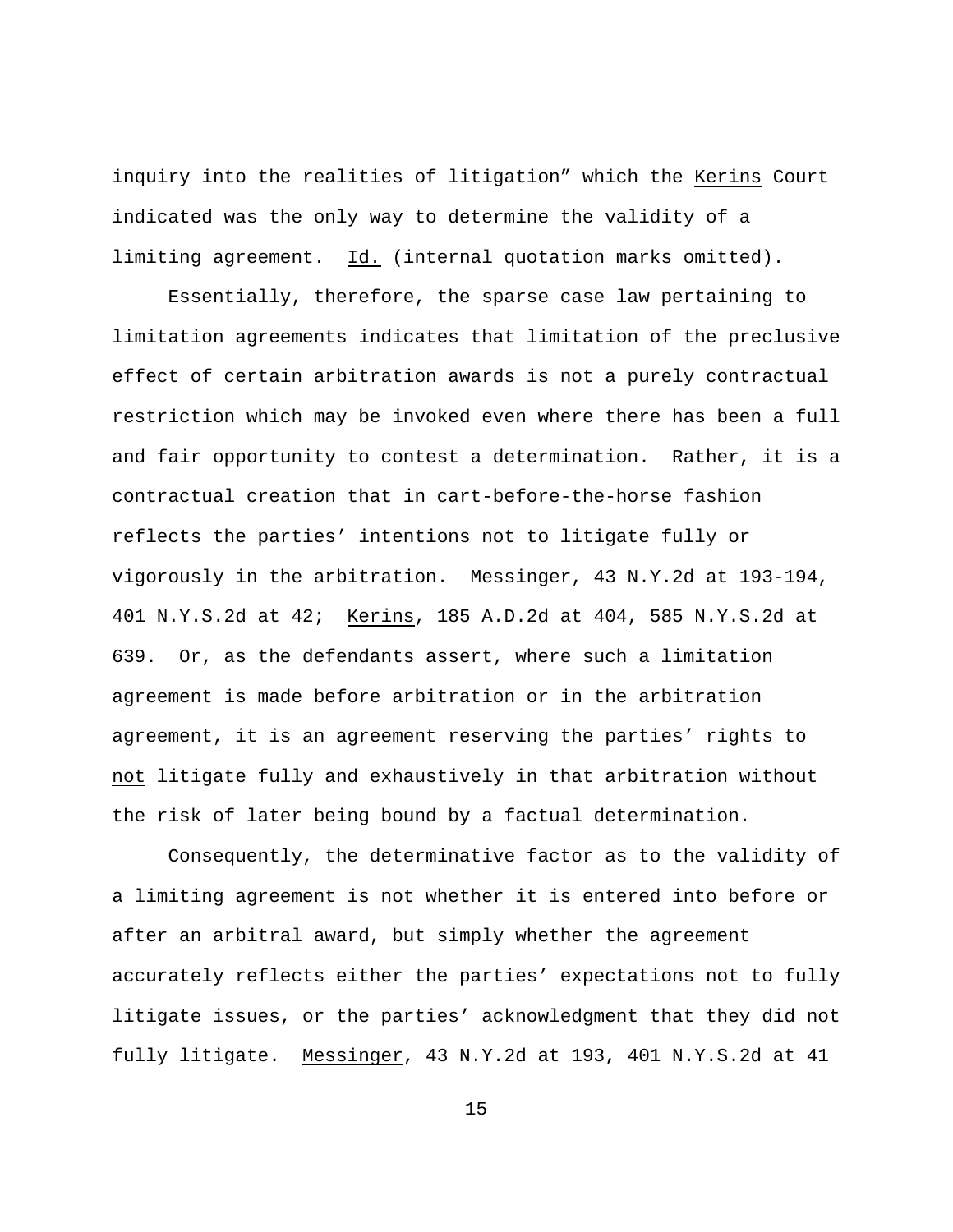inquiry into the realities of litigation" which the Kerins Court indicated was the only way to determine the validity of a limiting agreement. Id. (internal quotation marks omitted).

Essentially, therefore, the sparse case law pertaining to limitation agreements indicates that limitation of the preclusive effect of certain arbitration awards is not a purely contractual restriction which may be invoked even where there has been a full and fair opportunity to contest a determination. Rather, it is a contractual creation that in cart-before-the-horse fashion reflects the parties' intentions not to litigate fully or vigorously in the arbitration. Messinger, 43 N.Y.2d at 193-194, 401 N.Y.S.2d at 42; Kerins, 185 A.D.2d at 404, 585 N.Y.S.2d at 639. Or, as the defendants assert, where such a limitation agreement is made before arbitration or in the arbitration agreement, it is an agreement reserving the parties' rights to not litigate fully and exhaustively in that arbitration without the risk of later being bound by a factual determination.

Consequently, the determinative factor as to the validity of a limiting agreement is not whether it is entered into before or after an arbitral award, but simply whether the agreement accurately reflects either the parties' expectations not to fully litigate issues, or the parties' acknowledgment that they did not fully litigate. Messinger, 43 N.Y.2d at 193, 401 N.Y.S.2d at 41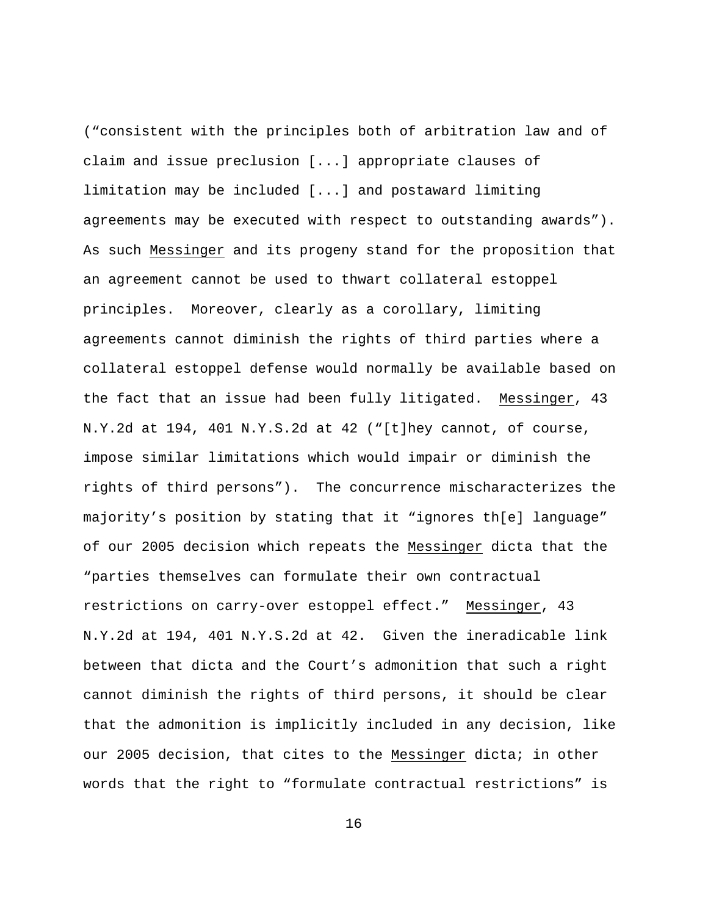("consistent with the principles both of arbitration law and of claim and issue preclusion [...] appropriate clauses of limitation may be included [...] and postaward limiting agreements may be executed with respect to outstanding awards"). As such Messinger and its progeny stand for the proposition that an agreement cannot be used to thwart collateral estoppel principles. Moreover, clearly as a corollary, limiting agreements cannot diminish the rights of third parties where a collateral estoppel defense would normally be available based on the fact that an issue had been fully litigated. Messinger, 43 N.Y.2d at 194, 401 N.Y.S.2d at 42 ("[t]hey cannot, of course, impose similar limitations which would impair or diminish the rights of third persons"). The concurrence mischaracterizes the majority's position by stating that it "ignores th[e] language" of our 2005 decision which repeats the Messinger dicta that the "parties themselves can formulate their own contractual restrictions on carry-over estoppel effect." Messinger, 43 N.Y.2d at 194, 401 N.Y.S.2d at 42. Given the ineradicable link between that dicta and the Court's admonition that such a right cannot diminish the rights of third persons, it should be clear that the admonition is implicitly included in any decision, like our 2005 decision, that cites to the Messinger dicta; in other words that the right to "formulate contractual restrictions" is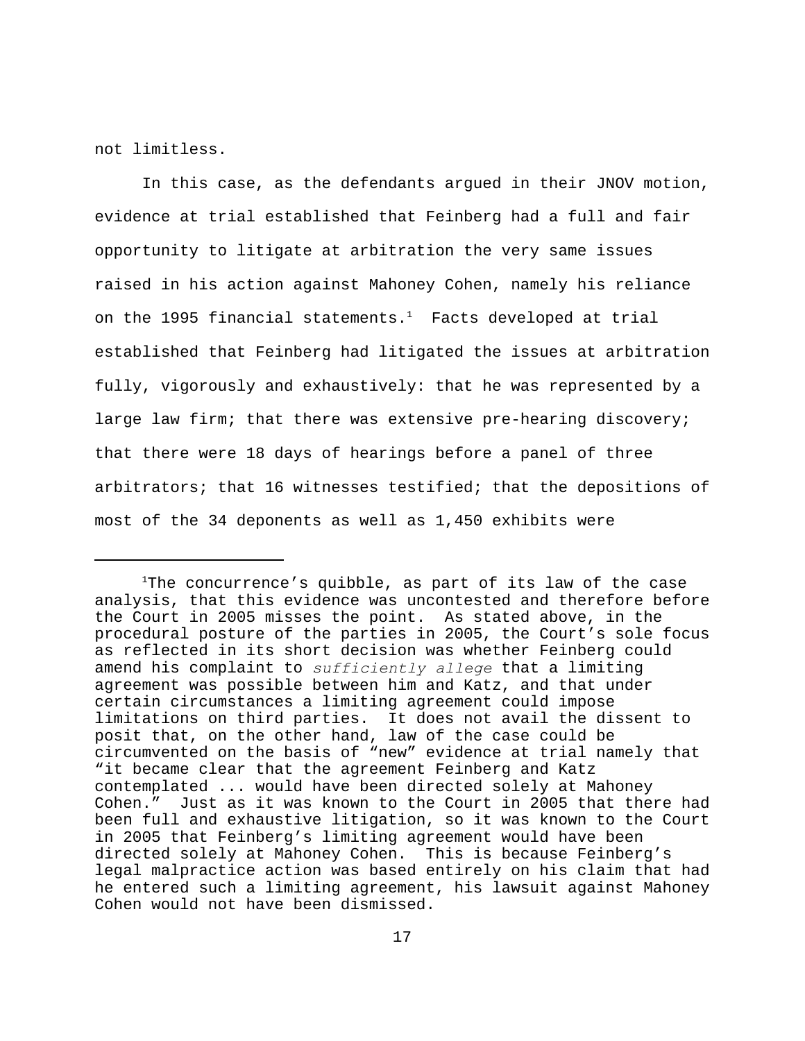not limitless.

In this case, as the defendants argued in their JNOV motion, evidence at trial established that Feinberg had a full and fair opportunity to litigate at arbitration the very same issues raised in his action against Mahoney Cohen, namely his reliance on the 1995 financial statements.[1] Facts developed at trial established that Feinberg had litigated the issues at arbitration fully, vigorously and exhaustively: that he was represented by a large law firm; that there was extensive pre-hearing discovery; that there were 18 days of hearings before a panel of three arbitrators; that 16 witnesses testified; that the depositions of most of the 34 deponents as well as 1,450 exhibits were

---

[1]The concurrence's quibble, as part of its law of the case analysis, that this evidence was uncontested and therefore before the Court in 2005 misses the point. As stated above, in the procedural posture of the parties in 2005, the Court's sole focus as reflected in its short decision was whether Feinberg could amend his complaint to *sufficiently allege* that a limiting agreement was possible between him and Katz, and that under certain circumstances a limiting agreement could impose limitations on third parties. It does not avail the dissent to posit that, on the other hand, law of the case could be circumvented on the basis of "new" evidence at trial namely that "it became clear that the agreement Feinberg and Katz contemplated ... would have been directed solely at Mahoney Cohen." Just as it was known to the Court in 2005 that there had been full and exhaustive litigation, so it was known to the Court in 2005 that Feinberg's limiting agreement would have been directed solely at Mahoney Cohen. This is because Feinberg's legal malpractice action was based entirely on his claim that had he entered such a limiting agreement, his lawsuit against Mahoney Cohen would not have been dismissed.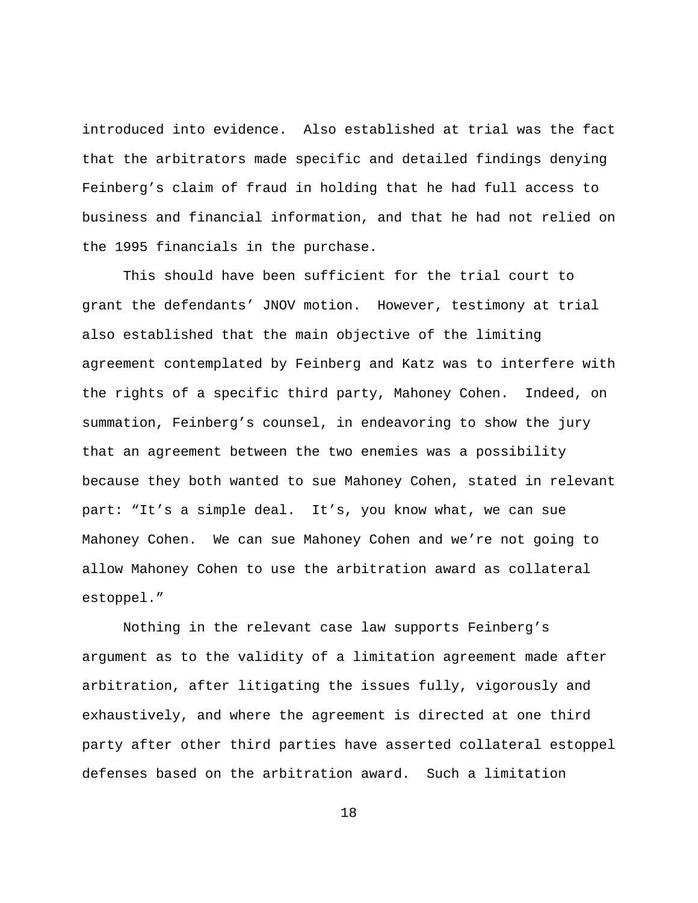introduced into evidence. Also established at trial was the fact that the arbitrators made specific and detailed findings denying Feinberg's claim of fraud in holding that he had full access to business and financial information, and that he had not relied on the 1995 financials in the purchase.

This should have been sufficient for the trial court to grant the defendants' JNOV motion. However, testimony at trial also established that the main objective of the limiting agreement contemplated by Feinberg and Katz was to interfere with the rights of a specific third party, Mahoney Cohen. Indeed, on summation, Feinberg's counsel, in endeavoring to show the jury that an agreement between the two enemies was a possibility because they both wanted to sue Mahoney Cohen, stated in relevant part: "It's a simple deal. It's, you know what, we can sue Mahoney Cohen. We can sue Mahoney Cohen and we're not going to allow Mahoney Cohen to use the arbitration award as collateral estoppel."

Nothing in the relevant case law supports Feinberg's argument as to the validity of a limitation agreement made after arbitration, after litigating the issues fully, vigorously and exhaustively, and where the agreement is directed at one third party after other third parties have asserted collateral estoppel defenses based on the arbitration award. Such a limitation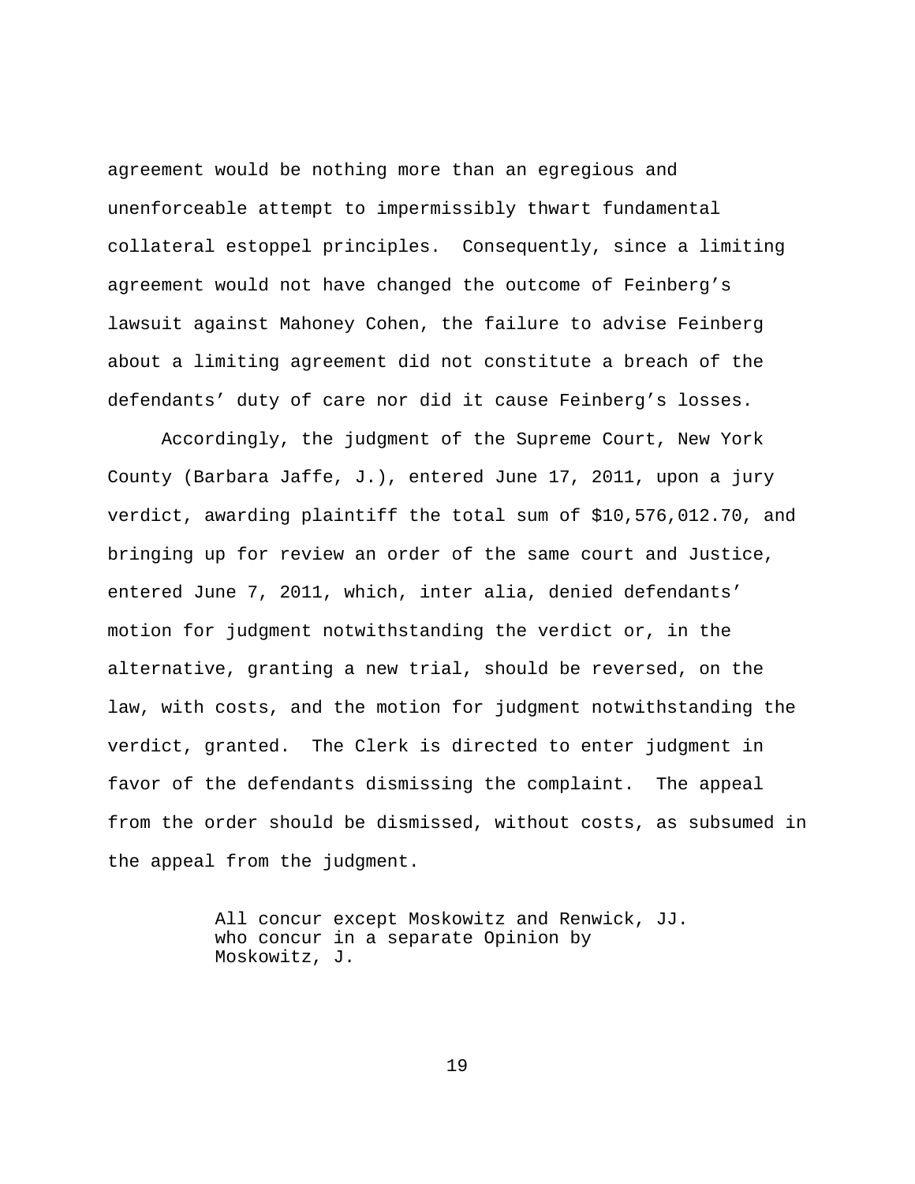agreement would be nothing more than an egregious and unenforceable attempt to impermissibly thwart fundamental collateral estoppel principles. Consequently, since a limiting agreement would not have changed the outcome of Feinberg's lawsuit against Mahoney Cohen, the failure to advise Feinberg about a limiting agreement did not constitute a breach of the defendants' duty of care nor did it cause Feinberg's losses.

Accordingly, the judgment of the Supreme Court, New York County (Barbara Jaffe, J.), entered June 17, 2011, upon a jury verdict, awarding plaintiff the total sum of $10,576,012.70, and bringing up for review an order of the same court and Justice, entered June 7, 2011, which, inter alia, denied defendants' motion for judgment notwithstanding the verdict or, in the alternative, granting a new trial, should be reversed, on the law, with costs, and the motion for judgment notwithstanding the verdict, granted. The Clerk is directed to enter judgment in favor of the defendants dismissing the complaint. The appeal from the order should be dismissed, without costs, as subsumed in the appeal from the judgment.

All concur except Moskowitz and Renwick, JJ. who concur in a separate Opinion by Moskowitz, J.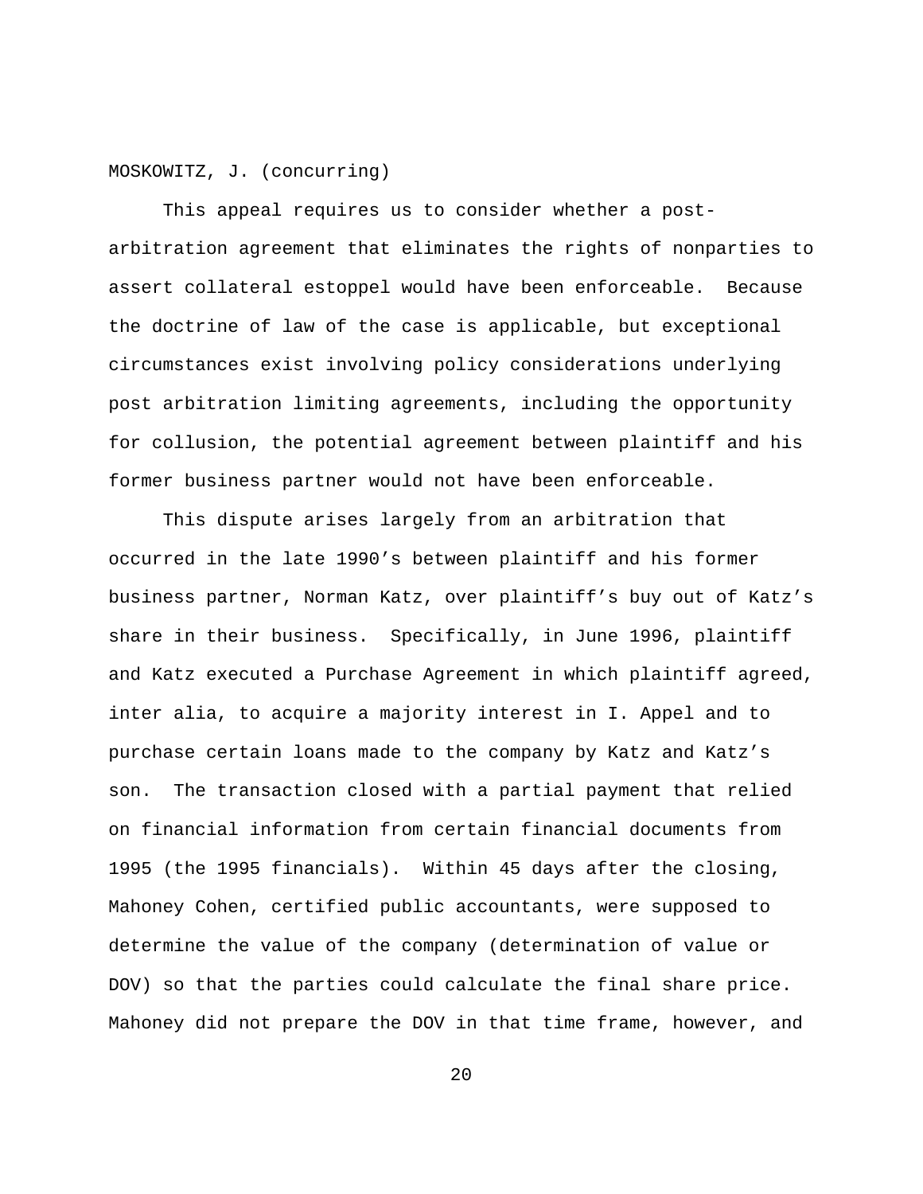MOSKOWITZ, J. (concurring)

This appeal requires us to consider whether a post-arbitration agreement that eliminates the rights of nonparties to assert collateral estoppel would have been enforceable. Because the doctrine of law of the case is applicable, but exceptional circumstances exist involving policy considerations underlying post arbitration limiting agreements, including the opportunity for collusion, the potential agreement between plaintiff and his former business partner would not have been enforceable.

This dispute arises largely from an arbitration that occurred in the late 1990's between plaintiff and his former business partner, Norman Katz, over plaintiff's buy out of Katz's share in their business. Specifically, in June 1996, plaintiff and Katz executed a Purchase Agreement in which plaintiff agreed, inter alia, to acquire a majority interest in I. Appel and to purchase certain loans made to the company by Katz and Katz's son. The transaction closed with a partial payment that relied on financial information from certain financial documents from 1995 (the 1995 financials). Within 45 days after the closing, Mahoney Cohen, certified public accountants, were supposed to determine the value of the company (determination of value or DOV) so that the parties could calculate the final share price. Mahoney did not prepare the DOV in that time frame, however, and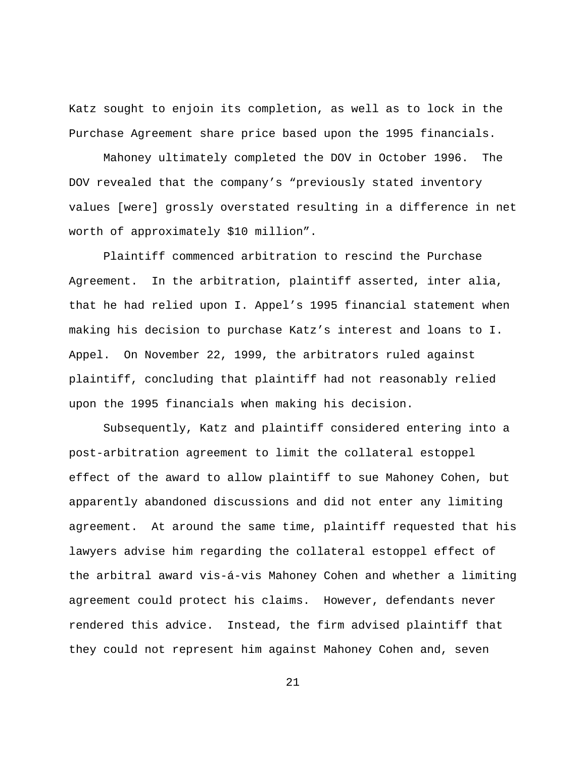Katz sought to enjoin its completion, as well as to lock in the Purchase Agreement share price based upon the 1995 financials.

Mahoney ultimately completed the DOV in October 1996. The DOV revealed that the company's "previously stated inventory values [were] grossly overstated resulting in a difference in net worth of approximately $10 million".

Plaintiff commenced arbitration to rescind the Purchase Agreement. In the arbitration, plaintiff asserted, inter alia, that he had relied upon I. Appel's 1995 financial statement when making his decision to purchase Katz's interest and loans to I. Appel. On November 22, 1999, the arbitrators ruled against plaintiff, concluding that plaintiff had not reasonably relied upon the 1995 financials when making his decision.

Subsequently, Katz and plaintiff considered entering into a post-arbitration agreement to limit the collateral estoppel effect of the award to allow plaintiff to sue Mahoney Cohen, but apparently abandoned discussions and did not enter any limiting agreement. At around the same time, plaintiff requested that his lawyers advise him regarding the collateral estoppel effect of the arbitral award vis-á-vis Mahoney Cohen and whether a limiting agreement could protect his claims. However, defendants never rendered this advice. Instead, the firm advised plaintiff that they could not represent him against Mahoney Cohen and, seven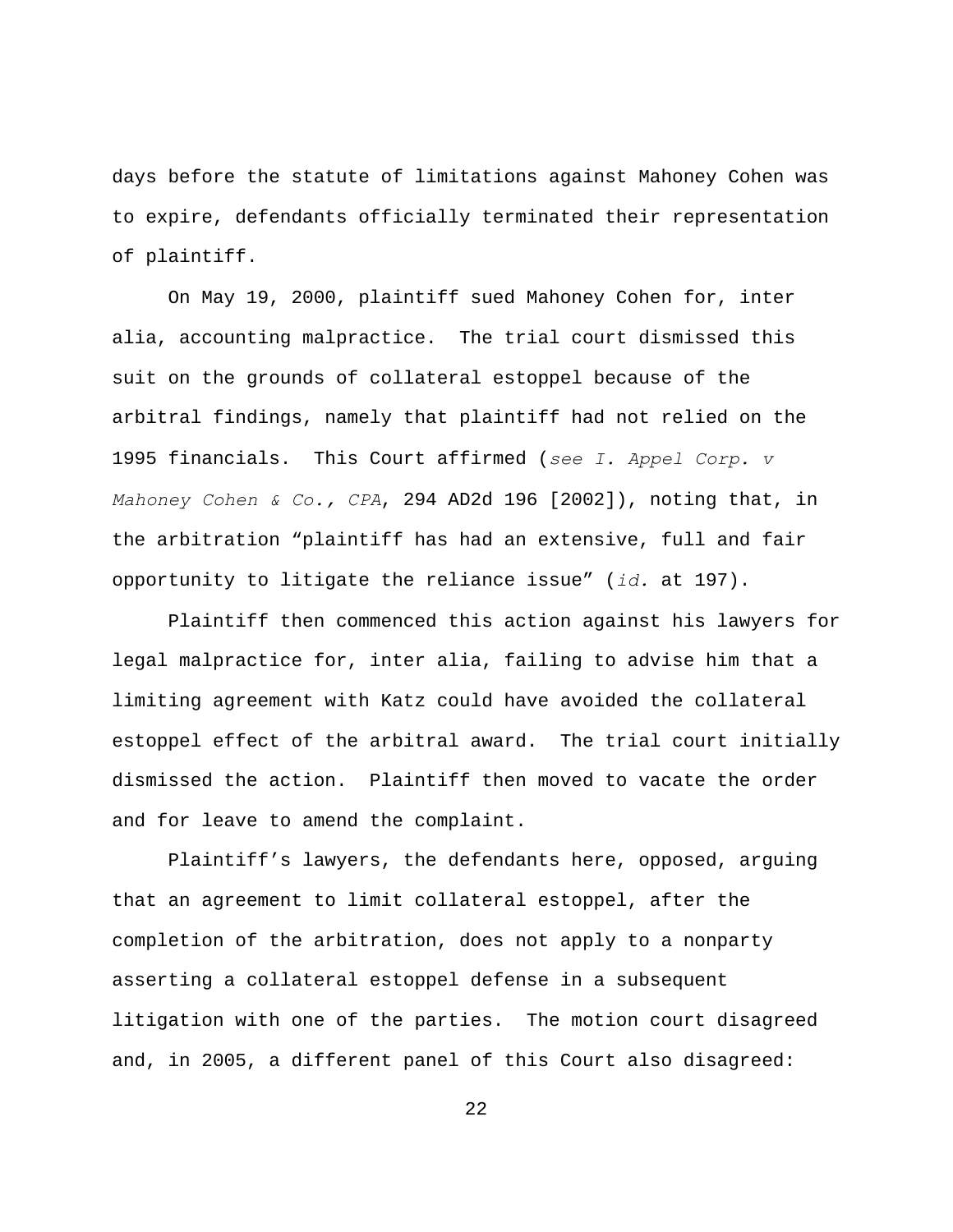days before the statute of limitations against Mahoney Cohen was to expire, defendants officially terminated their representation of plaintiff.

On May 19, 2000, plaintiff sued Mahoney Cohen for, inter alia, accounting malpractice. The trial court dismissed this suit on the grounds of collateral estoppel because of the arbitral findings, namely that plaintiff had not relied on the 1995 financials. This Court affirmed (*see I. Appel Corp. v Mahoney Cohen & Co., CPA*, 294 AD2d 196 [2002]), noting that, in the arbitration "plaintiff has had an extensive, full and fair opportunity to litigate the reliance issue" (*id.* at 197).

Plaintiff then commenced this action against his lawyers for legal malpractice for, inter alia, failing to advise him that a limiting agreement with Katz could have avoided the collateral estoppel effect of the arbitral award. The trial court initially dismissed the action. Plaintiff then moved to vacate the order and for leave to amend the complaint.

Plaintiff's lawyers, the defendants here, opposed, arguing that an agreement to limit collateral estoppel, after the completion of the arbitration, does not apply to a nonparty asserting a collateral estoppel defense in a subsequent litigation with one of the parties. The motion court disagreed and, in 2005, a different panel of this Court also disagreed: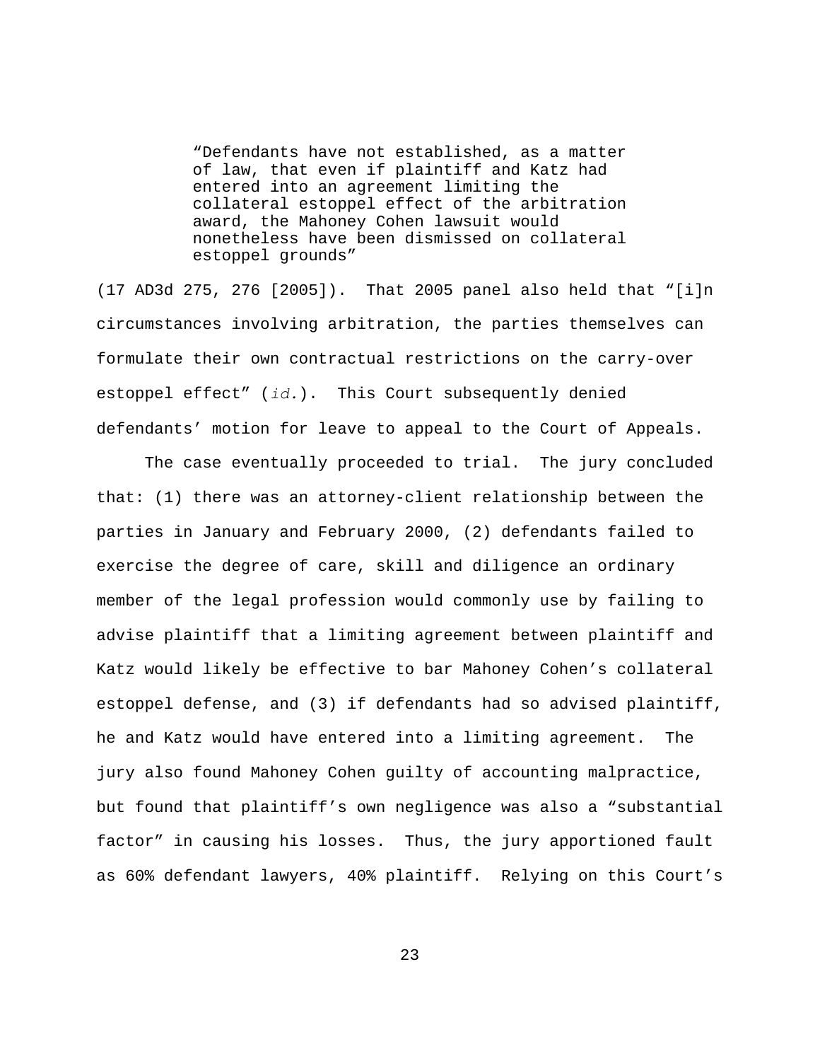> “Defendants have not established, as a matter of law, that even if plaintiff and Katz had entered into an agreement limiting the collateral estoppel effect of the arbitration award, the Mahoney Cohen lawsuit would nonetheless have been dismissed on collateral estoppel grounds”

(17 AD3d 275, 276 [2005]). That 2005 panel also held that “[i]n circumstances involving arbitration, the parties themselves can formulate their own contractual restrictions on the carry-over estoppel effect” (*id.*). This Court subsequently denied defendants’ motion for leave to appeal to the Court of Appeals.

The case eventually proceeded to trial. The jury concluded that: (1) there was an attorney-client relationship between the parties in January and February 2000, (2) defendants failed to exercise the degree of care, skill and diligence an ordinary member of the legal profession would commonly use by failing to advise plaintiff that a limiting agreement between plaintiff and Katz would likely be effective to bar Mahoney Cohen’s collateral estoppel defense, and (3) if defendants had so advised plaintiff, he and Katz would have entered into a limiting agreement. The jury also found Mahoney Cohen guilty of accounting malpractice, but found that plaintiff’s own negligence was also a “substantial factor” in causing his losses. Thus, the jury apportioned fault as 60% defendant lawyers, 40% plaintiff. Relying on this Court’s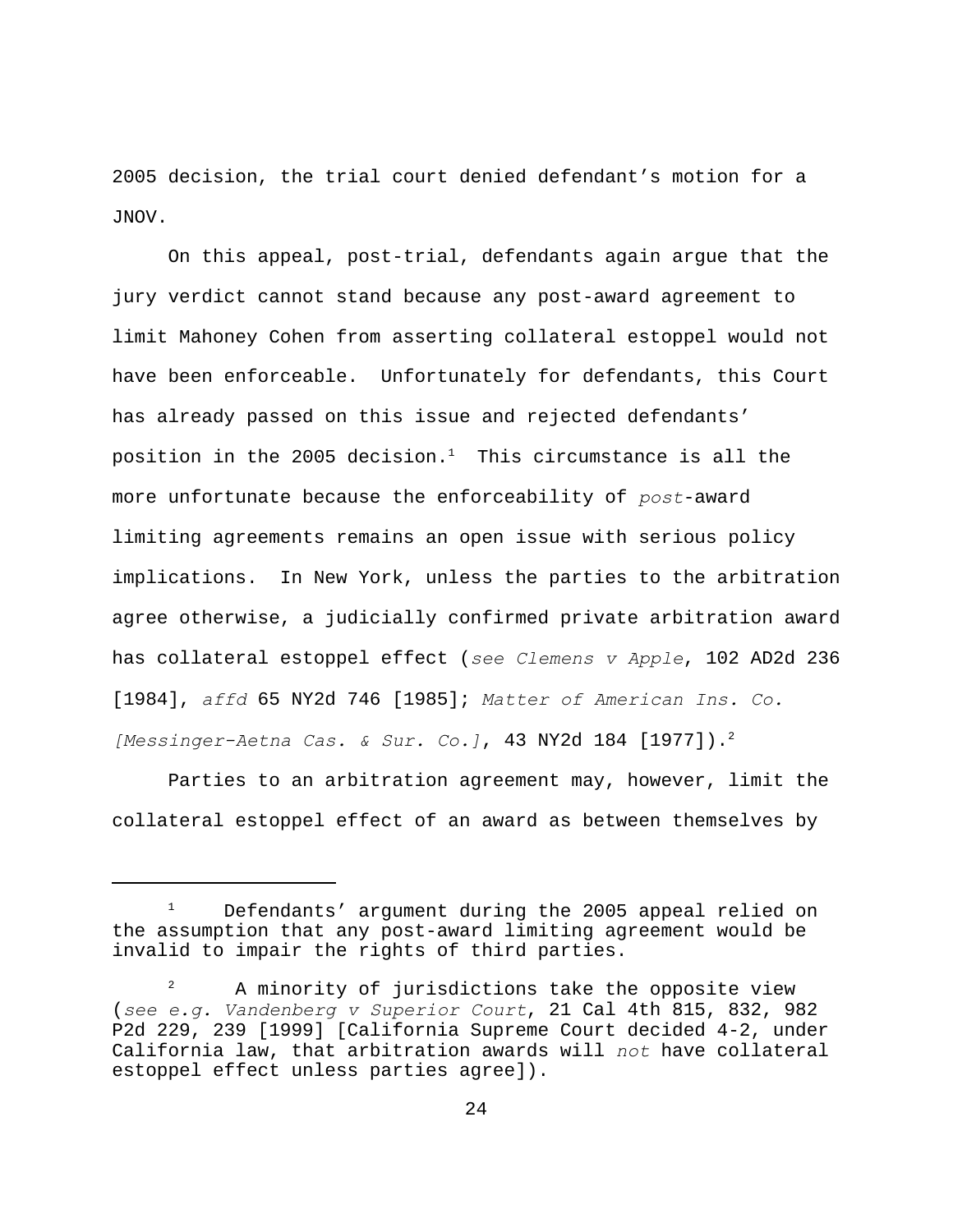2005 decision, the trial court denied defendant's motion for a JNOV.

On this appeal, post-trial, defendants again argue that the jury verdict cannot stand because any post-award agreement to limit Mahoney Cohen from asserting collateral estoppel would not have been enforceable. Unfortunately for defendants, this Court has already passed on this issue and rejected defendants' position in the 2005 decision.[1] This circumstance is all the more unfortunate because the enforceability of *post*-award limiting agreements remains an open issue with serious policy implications. In New York, unless the parties to the arbitration agree otherwise, a judicially confirmed private arbitration award has collateral estoppel effect (*see Clemens v Apple*, 102 AD2d 236 [1984], *affd* 65 NY2d 746 [1985]; *Matter of American Ins. Co. [Messinger-Aetna Cas. & Sur. Co.]*, 43 NY2d 184 [1977]).[2]

Parties to an arbitration agreement may, however, limit the collateral estoppel effect of an award as between themselves by

---

[1] Defendants' argument during the 2005 appeal relied on the assumption that any post-award limiting agreement would be invalid to impair the rights of third parties.

[2] A minority of jurisdictions take the opposite view (*see e.g. Vandenberg v Superior Court*, 21 Cal 4th 815, 832, 982 P2d 229, 239 [1999] [California Supreme Court decided 4-2, under California law, that arbitration awards will *not* have collateral estoppel effect unless parties agree]).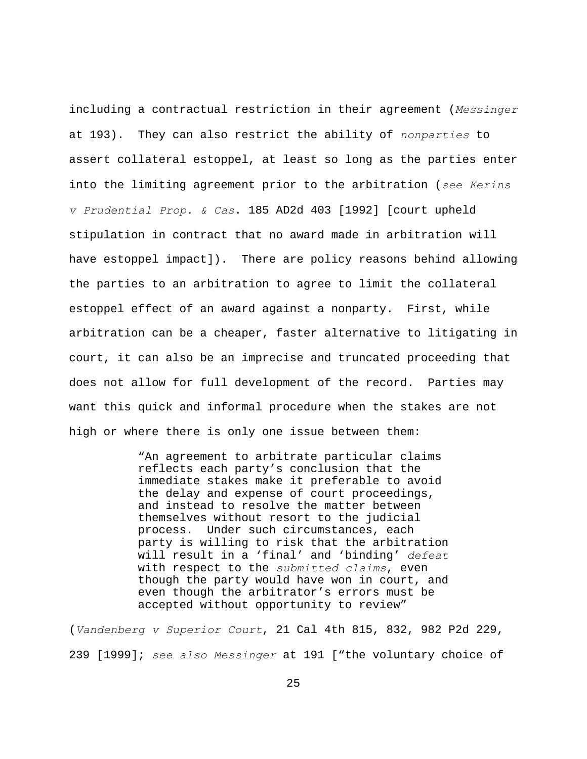including a contractual restriction in their agreement (*Messinger* at 193). They can also restrict the ability of *nonparties* to assert collateral estoppel, at least so long as the parties enter into the limiting agreement prior to the arbitration (*see Kerins v Prudential Prop. & Cas*. 185 AD2d 403 [1992] [court upheld stipulation in contract that no award made in arbitration will have estoppel impact]). There are policy reasons behind allowing the parties to an arbitration to agree to limit the collateral estoppel effect of an award against a nonparty. First, while arbitration can be a cheaper, faster alternative to litigating in court, it can also be an imprecise and truncated proceeding that does not allow for full development of the record. Parties may want this quick and informal procedure when the stakes are not high or where there is only one issue between them:

> "An agreement to arbitrate particular claims reflects each party's conclusion that the immediate stakes make it preferable to avoid the delay and expense of court proceedings, and instead to resolve the matter between themselves without resort to the judicial process. Under such circumstances, each party is willing to risk that the arbitration will result in a 'final' and 'binding' *defeat* with respect to the *submitted claims*, even though the party would have won in court, and even though the arbitrator's errors must be accepted without opportunity to review"

(*Vandenberg v Superior Court*, 21 Cal 4th 815, 832, 982 P2d 229, 239 [1999]; *see also Messinger* at 191 ["the voluntary choice of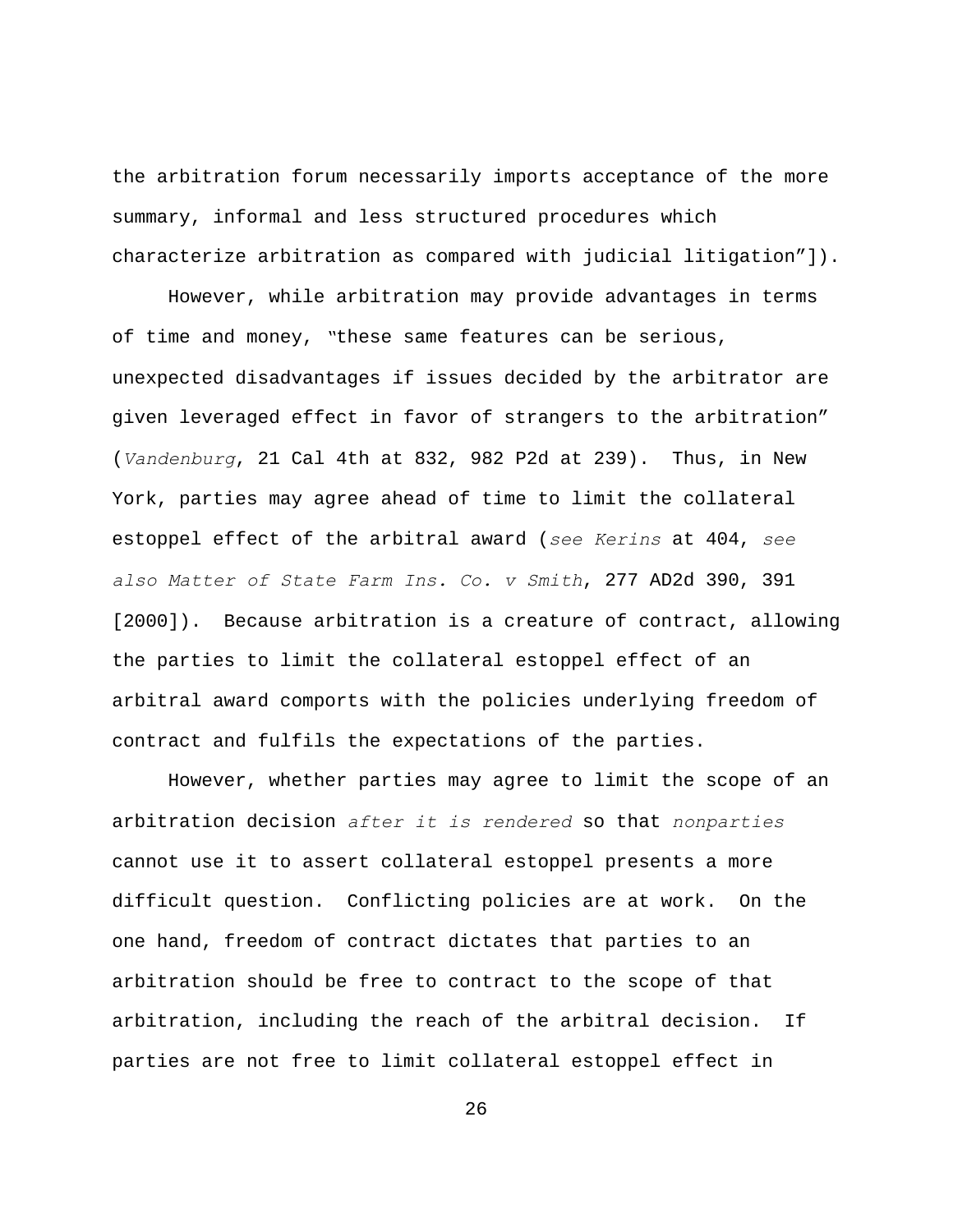the arbitration forum necessarily imports acceptance of the more summary, informal and less structured procedures which characterize arbitration as compared with judicial litigation"]).

However, while arbitration may provide advantages in terms of time and money, "these same features can be serious, unexpected disadvantages if issues decided by the arbitrator are given leveraged effect in favor of strangers to the arbitration" (*Vandenburg*, 21 Cal 4th at 832, 982 P2d at 239). Thus, in New York, parties may agree ahead of time to limit the collateral estoppel effect of the arbitral award (*see Kerins* at 404, *see also Matter of State Farm Ins. Co. v Smith*, 277 AD2d 390, 391 [2000]). Because arbitration is a creature of contract, allowing the parties to limit the collateral estoppel effect of an arbitral award comports with the policies underlying freedom of contract and fulfils the expectations of the parties.

However, whether parties may agree to limit the scope of an arbitration decision *after it is rendered* so that *nonparties* cannot use it to assert collateral estoppel presents a more difficult question. Conflicting policies are at work. On the one hand, freedom of contract dictates that parties to an arbitration should be free to contract to the scope of that arbitration, including the reach of the arbitral decision. If parties are not free to limit collateral estoppel effect in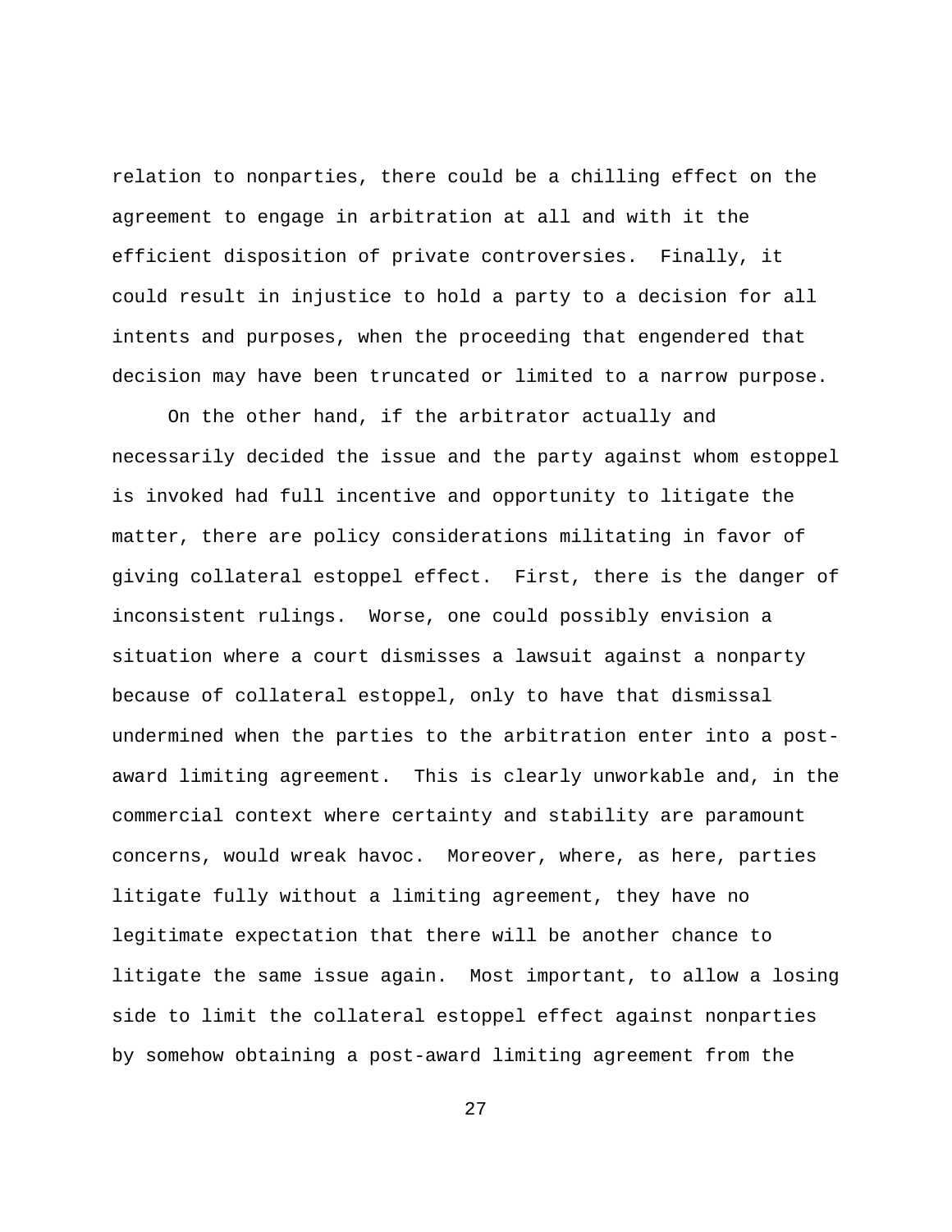relation to nonparties, there could be a chilling effect on the agreement to engage in arbitration at all and with it the efficient disposition of private controversies. Finally, it could result in injustice to hold a party to a decision for all intents and purposes, when the proceeding that engendered that decision may have been truncated or limited to a narrow purpose.

On the other hand, if the arbitrator actually and necessarily decided the issue and the party against whom estoppel is invoked had full incentive and opportunity to litigate the matter, there are policy considerations militating in favor of giving collateral estoppel effect. First, there is the danger of inconsistent rulings. Worse, one could possibly envision a situation where a court dismisses a lawsuit against a nonparty because of collateral estoppel, only to have that dismissal undermined when the parties to the arbitration enter into a post-award limiting agreement. This is clearly unworkable and, in the commercial context where certainty and stability are paramount concerns, would wreak havoc. Moreover, where, as here, parties litigate fully without a limiting agreement, they have no legitimate expectation that there will be another chance to litigate the same issue again. Most important, to allow a losing side to limit the collateral estoppel effect against nonparties by somehow obtaining a post-award limiting agreement from the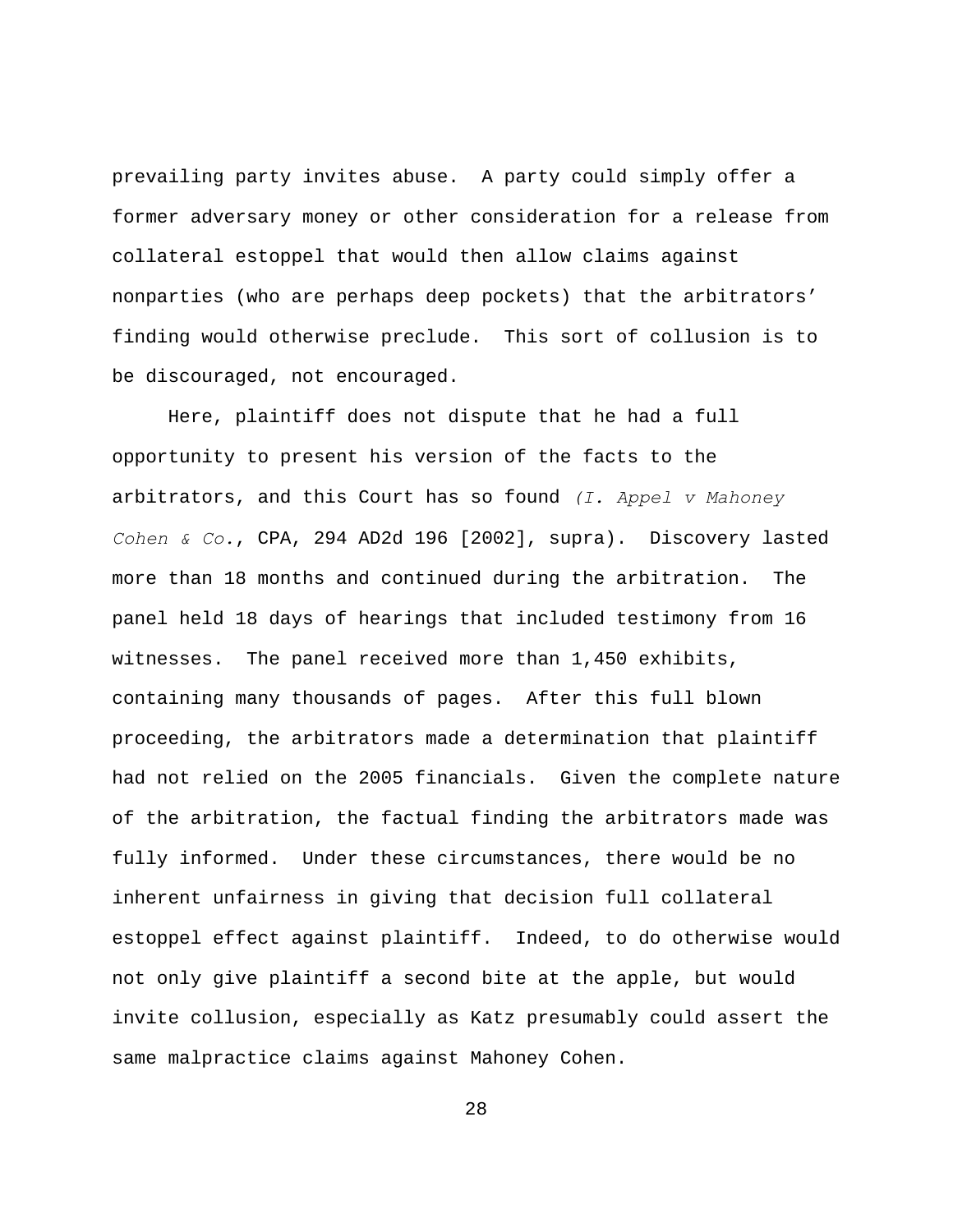prevailing party invites abuse. A party could simply offer a former adversary money or other consideration for a release from collateral estoppel that would then allow claims against nonparties (who are perhaps deep pockets) that the arbitrators' finding would otherwise preclude. This sort of collusion is to be discouraged, not encouraged.

Here, plaintiff does not dispute that he had a full opportunity to present his version of the facts to the arbitrators, and this Court has so found *(I. Appel v Mahoney Cohen & Co.*, CPA, 294 AD2d 196 [2002], supra). Discovery lasted more than 18 months and continued during the arbitration. The panel held 18 days of hearings that included testimony from 16 witnesses. The panel received more than 1,450 exhibits, containing many thousands of pages. After this full blown proceeding, the arbitrators made a determination that plaintiff had not relied on the 2005 financials. Given the complete nature of the arbitration, the factual finding the arbitrators made was fully informed. Under these circumstances, there would be no inherent unfairness in giving that decision full collateral estoppel effect against plaintiff. Indeed, to do otherwise would not only give plaintiff a second bite at the apple, but would invite collusion, especially as Katz presumably could assert the same malpractice claims against Mahoney Cohen.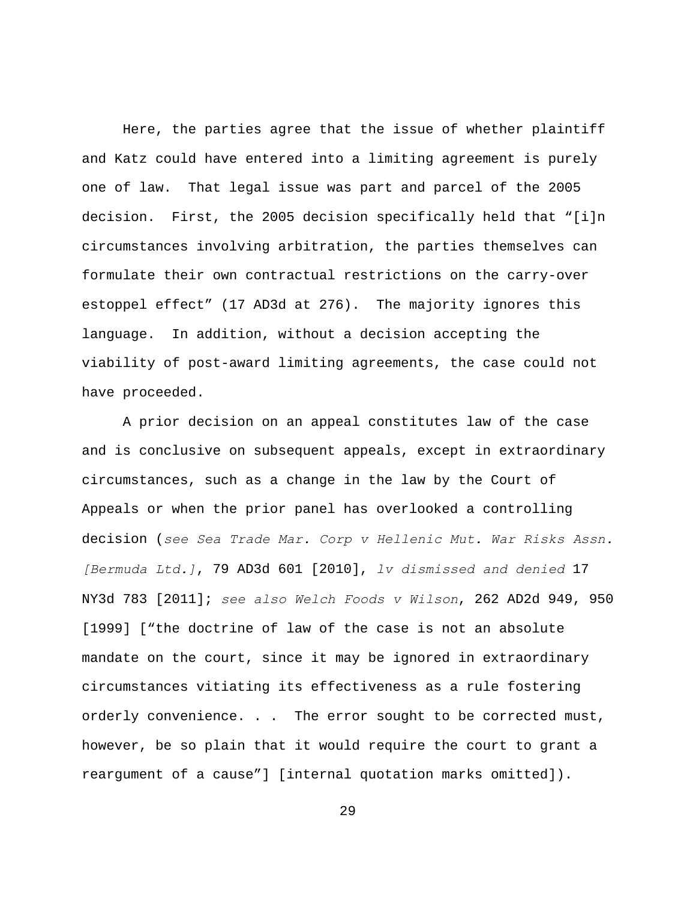Here, the parties agree that the issue of whether plaintiff and Katz could have entered into a limiting agreement is purely one of law. That legal issue was part and parcel of the 2005 decision. First, the 2005 decision specifically held that "[i]n circumstances involving arbitration, the parties themselves can formulate their own contractual restrictions on the carry-over estoppel effect" (17 AD3d at 276). The majority ignores this language. In addition, without a decision accepting the viability of post-award limiting agreements, the case could not have proceeded.

A prior decision on an appeal constitutes law of the case and is conclusive on subsequent appeals, except in extraordinary circumstances, such as a change in the law by the Court of Appeals or when the prior panel has overlooked a controlling decision (*see Sea Trade Mar. Corp v Hellenic Mut. War Risks Assn. [Bermuda Ltd.]*, 79 AD3d 601 [2010], *lv dismissed and denied* 17 NY3d 783 [2011]; *see also Welch Foods v Wilson*, 262 AD2d 949, 950 [1999] ["the doctrine of law of the case is not an absolute mandate on the court, since it may be ignored in extraordinary circumstances vitiating its effectiveness as a rule fostering orderly convenience. . . The error sought to be corrected must, however, be so plain that it would require the court to grant a reargument of a cause"] [internal quotation marks omitted]).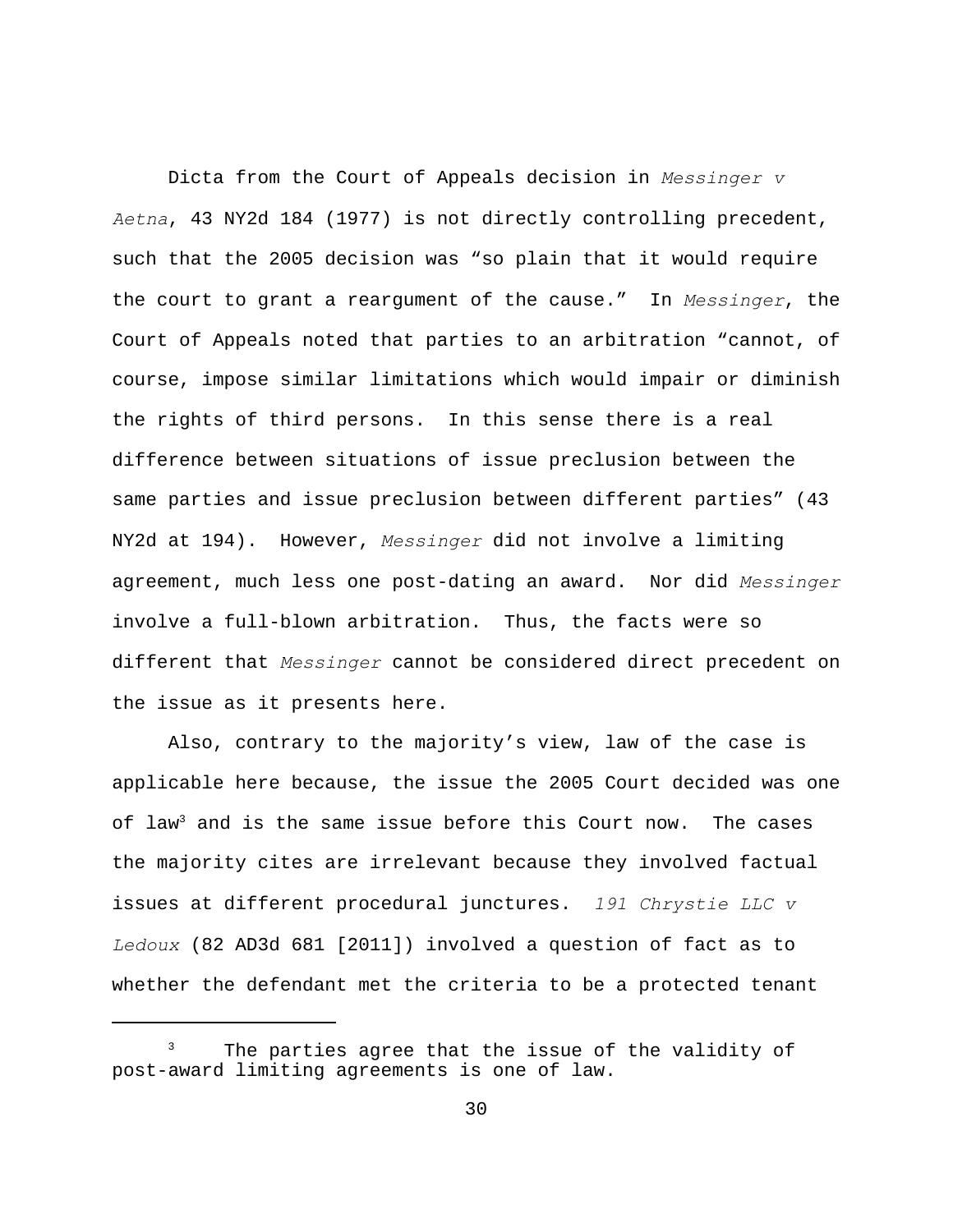Dicta from the Court of Appeals decision in *Messinger v Aetna*, 43 NY2d 184 (1977) is not directly controlling precedent, such that the 2005 decision was "so plain that it would require the court to grant a reargument of the cause." In *Messinger*, the Court of Appeals noted that parties to an arbitration "cannot, of course, impose similar limitations which would impair or diminish the rights of third persons. In this sense there is a real difference between situations of issue preclusion between the same parties and issue preclusion between different parties" (43 NY2d at 194). However, *Messinger* did not involve a limiting agreement, much less one post-dating an award. Nor did *Messinger* involve a full-blown arbitration. Thus, the facts were so different that *Messinger* cannot be considered direct precedent on the issue as it presents here.

Also, contrary to the majority's view, law of the case is applicable here because, the issue the 2005 Court decided was one of law[3] and is the same issue before this Court now. The cases the majority cites are irrelevant because they involved factual issues at different procedural junctures. *191 Chrystie LLC v Ledoux* (82 AD3d 681 [2011]) involved a question of fact as to whether the defendant met the criteria to be a protected tenant

---

[3] The parties agree that the issue of the validity of post-award limiting agreements is one of law.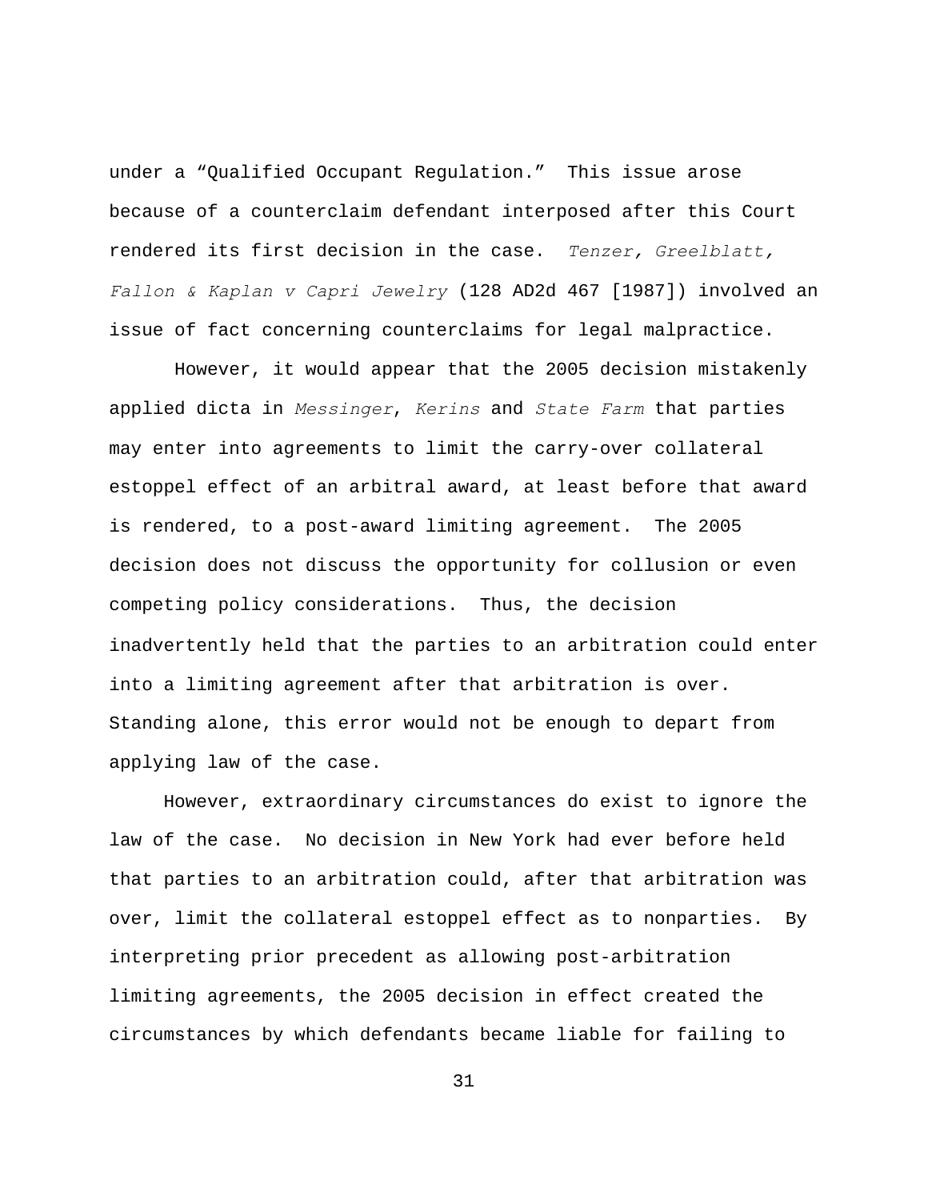under a “Qualified Occupant Regulation.” This issue arose because of a counterclaim defendant interposed after this Court rendered its first decision in the case. *Tenzer, Greelblatt, Fallon & Kaplan v Capri Jewelry* (128 AD2d 467 [1987]) involved an issue of fact concerning counterclaims for legal malpractice.

However, it would appear that the 2005 decision mistakenly applied dicta in *Messinger*, *Kerins* and *State Farm* that parties may enter into agreements to limit the carry-over collateral estoppel effect of an arbitral award, at least before that award is rendered, to a post-award limiting agreement. The 2005 decision does not discuss the opportunity for collusion or even competing policy considerations. Thus, the decision inadvertently held that the parties to an arbitration could enter into a limiting agreement after that arbitration is over. Standing alone, this error would not be enough to depart from applying law of the case.

However, extraordinary circumstances do exist to ignore the law of the case. No decision in New York had ever before held that parties to an arbitration could, after that arbitration was over, limit the collateral estoppel effect as to nonparties. By interpreting prior precedent as allowing post-arbitration limiting agreements, the 2005 decision in effect created the circumstances by which defendants became liable for failing to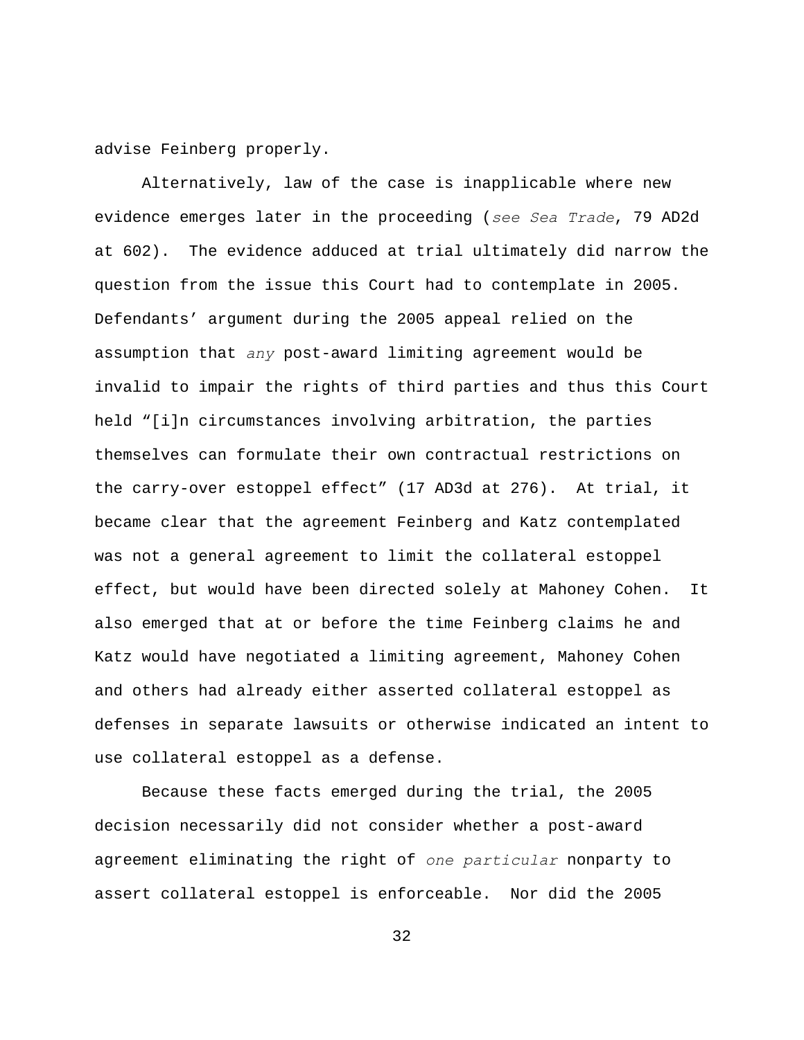advise Feinberg properly.

Alternatively, law of the case is inapplicable where new evidence emerges later in the proceeding (*see Sea Trade*, 79 AD2d at 602). The evidence adduced at trial ultimately did narrow the question from the issue this Court had to contemplate in 2005. Defendants' argument during the 2005 appeal relied on the assumption that *any* post-award limiting agreement would be invalid to impair the rights of third parties and thus this Court held "[i]n circumstances involving arbitration, the parties themselves can formulate their own contractual restrictions on the carry-over estoppel effect" (17 AD3d at 276). At trial, it became clear that the agreement Feinberg and Katz contemplated was not a general agreement to limit the collateral estoppel effect, but would have been directed solely at Mahoney Cohen. It also emerged that at or before the time Feinberg claims he and Katz would have negotiated a limiting agreement, Mahoney Cohen and others had already either asserted collateral estoppel as defenses in separate lawsuits or otherwise indicated an intent to use collateral estoppel as a defense.

Because these facts emerged during the trial, the 2005 decision necessarily did not consider whether a post-award agreement eliminating the right of *one particular* nonparty to assert collateral estoppel is enforceable. Nor did the 2005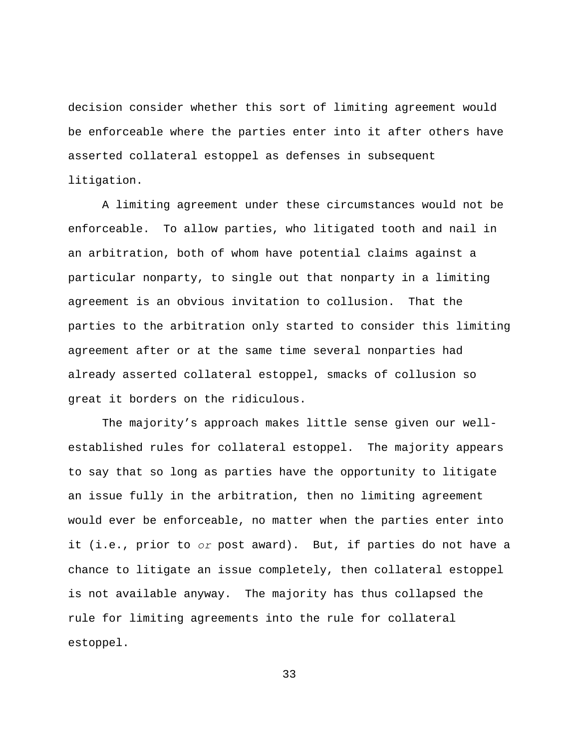decision consider whether this sort of limiting agreement would be enforceable where the parties enter into it after others have asserted collateral estoppel as defenses in subsequent litigation.

A limiting agreement under these circumstances would not be enforceable. To allow parties, who litigated tooth and nail in an arbitration, both of whom have potential claims against a particular nonparty, to single out that nonparty in a limiting agreement is an obvious invitation to collusion. That the parties to the arbitration only started to consider this limiting agreement after or at the same time several nonparties had already asserted collateral estoppel, smacks of collusion so great it borders on the ridiculous.

The majority's approach makes little sense given our well-established rules for collateral estoppel. The majority appears to say that so long as parties have the opportunity to litigate an issue fully in the arbitration, then no limiting agreement would ever be enforceable, no matter when the parties enter into it (i.e., prior to *or* post award). But, if parties do not have a chance to litigate an issue completely, then collateral estoppel is not available anyway. The majority has thus collapsed the rule for limiting agreements into the rule for collateral estoppel.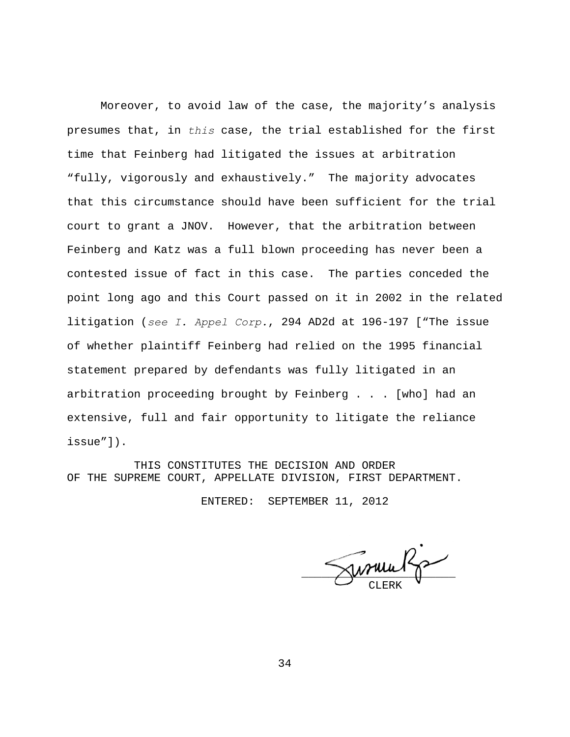Moreover, to avoid law of the case, the majority's analysis presumes that, in *this* case, the trial established for the first time that Feinberg had litigated the issues at arbitration "fully, vigorously and exhaustively." The majority advocates that this circumstance should have been sufficient for the trial court to grant a JNOV. However, that the arbitration between Feinberg and Katz was a full blown proceeding has never been a contested issue of fact in this case. The parties conceded the point long ago and this Court passed on it in 2002 in the related litigation (*see I. Appel Corp.*, 294 AD2d at 196-197 ["The issue of whether plaintiff Feinberg had relied on the 1995 financial statement prepared by defendants was fully litigated in an arbitration proceeding brought by Feinberg . . . [who] had an extensive, full and fair opportunity to litigate the reliance issue"]).

THIS CONSTITUTES THE DECISION AND ORDER
OF THE SUPREME COURT, APPELLATE DIVISION, FIRST DEPARTMENT.

ENTERED: SEPTEMBER 11, 2012

CLERK